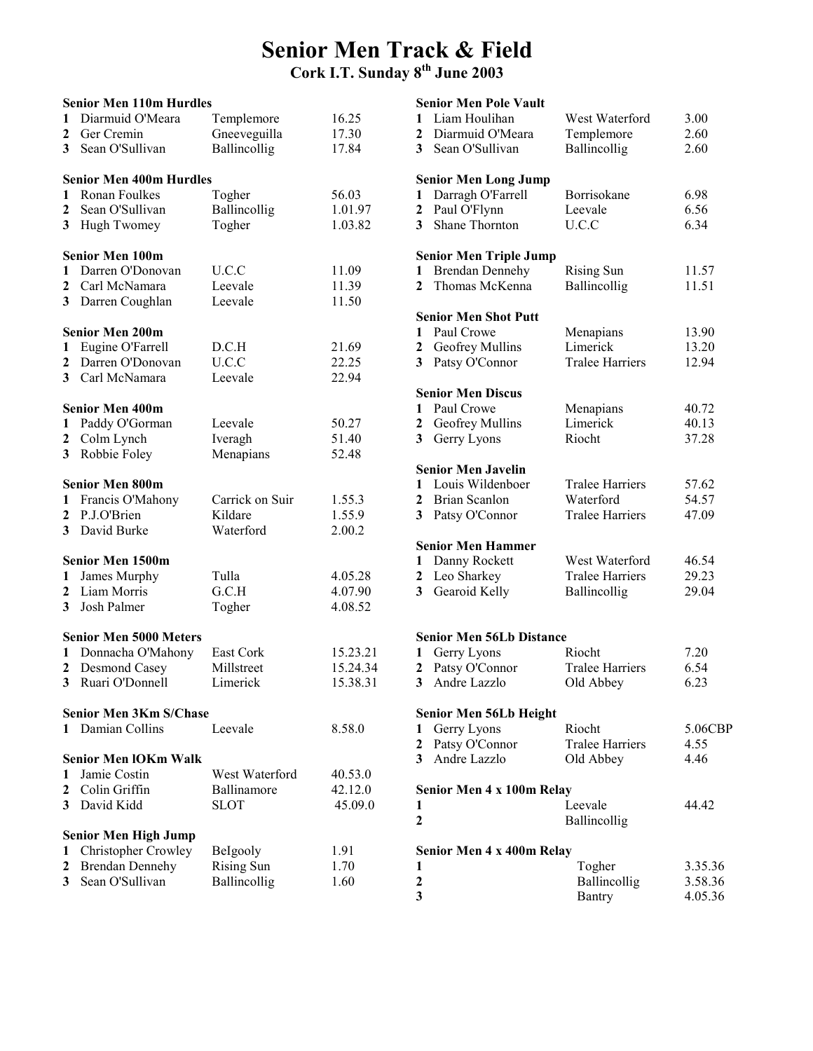# Senior Men Track & Field

## Cork I.T. Sunday 8th June 2003

### Senior Men 110m Hurdles

| | | | |
|---|---|---|---|
| 1 | Diarmuid O'Meara | Templemore | 16.25 |
| 2 | Ger Cremin | Gneeveguilla | 17.30 |
| 3 | Sean O'Sullivan | Ballincollig | 17.84 |

### Senior Men 400m Hurdles

| | | | |
|---|---|---|---|
| 1 | Ronan Foulkes | Togher | 56.03 |
| 2 | Sean O'Sullivan | Ballincollig | 1.01.97 |
| 3 | Hugh Twomey | Togher | 1.03.82 |

### Senior Men 100m

| | | | |
|---|---|---|---|
| 1 | Darren O'Donovan | U.C.C | 11.09 |
| 2 | Carl McNamara | Leevale | 11.39 |
| 3 | Darren Coughlan | Leevale | 11.50 |

### Senior Men 200m

| | | | |
|---|---|---|---|
| 1 | Eugine O'Farrell | D.C.H | 21.69 |
| 2 | Darren O'Donovan | U.C.C | 22.25 |
| 3 | Carl McNamara | Leevale | 22.94 |

### Senior Men 400m

| | | | |
|---|---|---|---|
| 1 | Paddy O'Gorman | Leevale | 50.27 |
| 2 | Colm Lynch | Iveragh | 51.40 |
| 3 | Robbie Foley | Menapians | 52.48 |

### Senior Men 800m

| | | | |
|---|---|---|---|
| 1 | Francis O'Mahony | Carrick on Suir | 1.55.3 |
| 2 | P.J.O'Brien | Kildare | 1.55.9 |
| 3 | David Burke | Waterford | 2.00.2 |

### Senior Men 1500m

| | | | |
|---|---|---|---|
| 1 | James Murphy | Tulla | 4.05.28 |
| 2 | Liam Morris | G.C.H | 4.07.90 |
| 3 | Josh Palmer | Togher | 4.08.52 |

### Senior Men 5000 Meters

| | | | |
|---|---|---|---|
| 1 | Donnacha O'Mahony | East Cork | 15.23.21 |
| 2 | Desmond Casey | Millstreet | 15.24.34 |
| 3 | Ruari O'Donnell | Limerick | 15.38.31 |

### Senior Men 3Km S/Chase

| | | | |
|---|---|---|---|
| 1 | Damian Collins | Leevale | 8.58.0 |

### Senior Men lOKm Walk

| | | | |
|---|---|---|---|
| 1 | Jamie Costin | West Waterford | 40.53.0 |
| 2 | Colin Griffin | Ballinamore | 42.12.0 |
| 3 | David Kidd | SLOT | 45.09.0 |

### Senior Men High Jump

| | | | |
|---|---|---|---|
| 1 | Christopher Crowley | BeIgooly | 1.91 |
| 2 | Brendan Dennehy | Rising Sun | 1.70 |
| 3 | Sean O'Sullivan | Ballincollig | 1.60 |

### Senior Men Pole Vault

| | | | |
|---|---|---|---|
| 1 | Liam Houlihan | West Waterford | 3.00 |
| 2 | Diarmuid O'Meara | Templemore | 2.60 |
| 3 | Sean O'Sullivan | Ballincollig | 2.60 |

### Senior Men Long Jump

| | | | |
|---|---|---|---|
| 1 | Darragh O'Farrell | Borrisokane | 6.98 |
| 2 | Paul O'Flynn | Leevale | 6.56 |
| 3 | Shane Thornton | U.C.C | 6.34 |

### Senior Men Triple Jump

| | | | |
|---|---|---|---|
| 1 | Brendan Dennehy | Rising Sun | 11.57 |
| 2 | Thomas McKenna | Ballincollig | 11.51 |

### Senior Men Shot Putt

| | | | |
|---|---|---|---|
| 1 | Paul Crowe | Menapians | 13.90 |
| 2 | Geofrey Mullins | Limerick | 13.20 |
| 3 | Patsy O'Connor | Tralee Harriers | 12.94 |

### Senior Men Discus

| | | | |
|---|---|---|---|
| 1 | Paul Crowe | Menapians | 40.72 |
| 2 | Geofrey Mullins | Limerick | 40.13 |
| 3 | Gerry Lyons | Riocht | 37.28 |

### Senior Men Javelin

| | | | |
|---|---|---|---|
| 1 | Louis Wildenboer | Tralee Harriers | 57.62 |
| 2 | Brian Scanlon | Waterford | 54.57 |
| 3 | Patsy O'Connor | Tralee Harriers | 47.09 |

### Senior Men Hammer

| | | | |
|---|---|---|---|
| 1 | Danny Rockett | West Waterford | 46.54 |
| 2 | Leo Sharkey | Tralee Harriers | 29.23 |
| 3 | Gearoid Kelly | Ballincollig | 29.04 |

### Senior Men 56Lb Distance

| | | | |
|---|---|---|---|
| 1 | Gerry Lyons | Riocht | 7.20 |
| 2 | Patsy O'Connor | Tralee Harriers | 6.54 |
| 3 | Andre Lazzlo | Old Abbey | 6.23 |

### Senior Men 56Lb Height

| | | | |
|---|---|---|---|
| 1 | Gerry Lyons | Riocht | 5.06CBP |
| 2 | Patsy O'Connor | Tralee Harriers | 4.55 |
| 3 | Andre Lazzlo | Old Abbey | 4.46 |

### Senior Men 4 x 100m Relay

| | | |
|---|---|---|
| 1 | Leevale | 44.42 |
| 2 | Ballincollig | |

### Senior Men 4 x 400m Relay

| | | |
|---|---|---|
| 1 | Togher | 3.35.36 |
| 2 | Ballincollig | 3.58.36 |
| 3 | Bantry | 4.05.36 |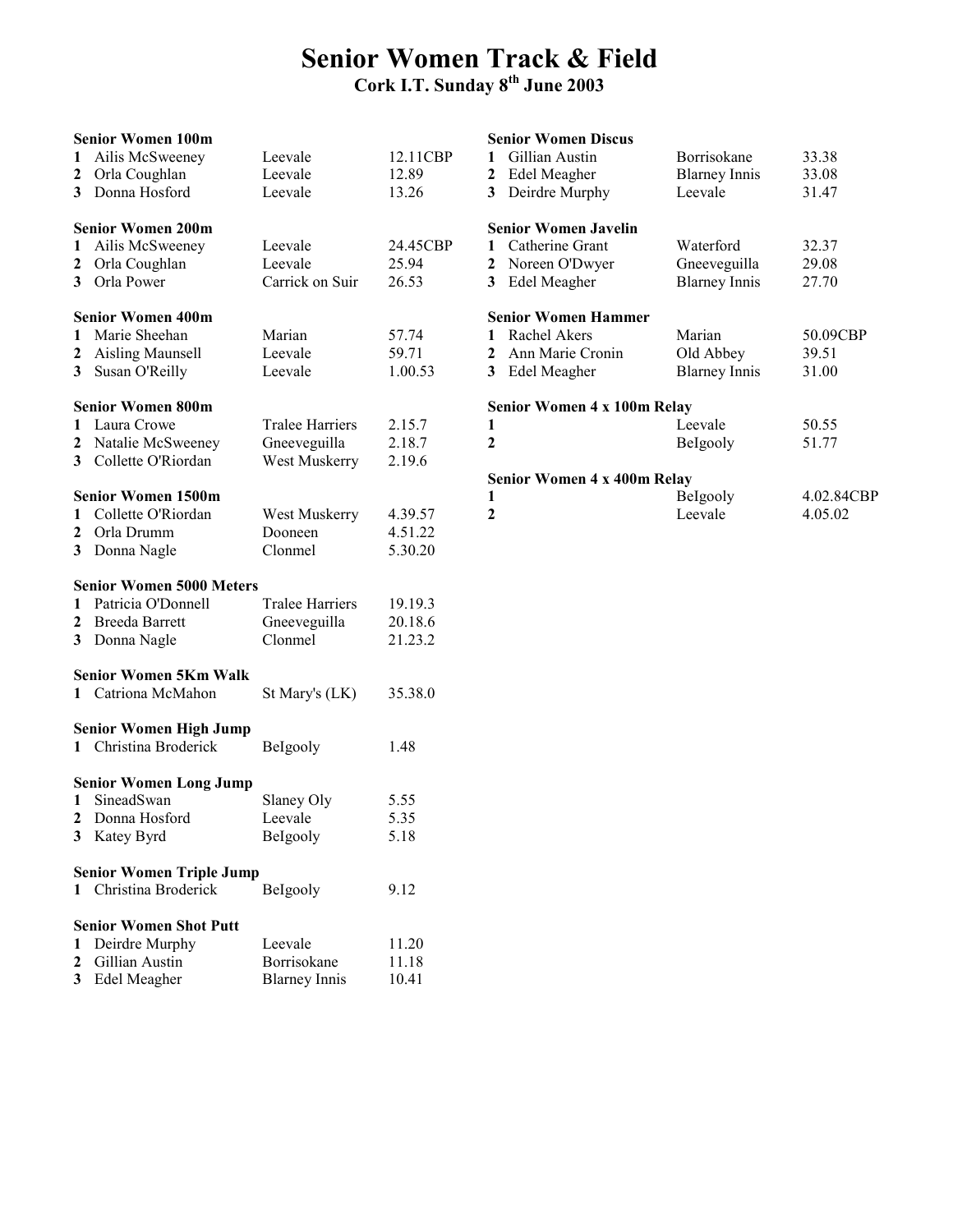# Senior Women Track & Field

## Cork I.T. Sunday 8th June 2003

### Senior Women 100m

| | | | |
|---|---|---|---|
| 1 | Ailis McSweeney | Leevale | 12.11CBP |
| 2 | Orla Coughlan | Leevale | 12.89 |
| 3 | Donna Hosford | Leevale | 13.26 |

### Senior Women 200m

| | | | |
|---|---|---|---|
| 1 | Ailis McSweeney | Leevale | 24.45CBP |
| 2 | Orla Coughlan | Leevale | 25.94 |
| 3 | Orla Power | Carrick on Suir | 26.53 |

### Senior Women 400m

| | | | |
|---|---|---|---|
| 1 | Marie Sheehan | Marian | 57.74 |
| 2 | Aisling Maunsell | Leevale | 59.71 |
| 3 | Susan O'Reilly | Leevale | 1.00.53 |

### Senior Women 800m

| | | | |
|---|---|---|---|
| 1 | Laura Crowe | Tralee Harriers | 2.15.7 |
| 2 | Natalie McSweeney | Gneeveguilla | 2.18.7 |
| 3 | Collette O'Riordan | West Muskerry | 2.19.6 |

### Senior Women 1500m

| | | | |
|---|---|---|---|
| 1 | Collette O'Riordan | West Muskerry | 4.39.57 |
| 2 | Orla Drumm | Dooneen | 4.51.22 |
| 3 | Donna Nagle | Clonmel | 5.30.20 |

### Senior Women 5000 Meters

| | | | |
|---|---|---|---|
| 1 | Patricia O'Donnell | Tralee Harriers | 19.19.3 |
| 2 | Breeda Barrett | Gneeveguilla | 20.18.6 |
| 3 | Donna Nagle | Clonmel | 21.23.2 |

### Senior Women 5Km Walk

| | | | |
|---|---|---|---|
| 1 | Catriona McMahon | St Mary's (LK) | 35.38.0 |

### Senior Women High Jump

| | | | |
|---|---|---|---|
| 1 | Christina Broderick | BeIgooly | 1.48 |

### Senior Women Long Jump

| | | | |
|---|---|---|---|
| 1 | SineadSwan | Slaney Oly | 5.55 |
| 2 | Donna Hosford | Leevale | 5.35 |
| 3 | Katey Byrd | BeIgooly | 5.18 |

### Senior Women Triple Jump

| | | | |
|---|---|---|---|
| 1 | Christina Broderick | BeIgooly | 9.12 |

### Senior Women Shot Putt

| | | | |
|---|---|---|---|
| 1 | Deirdre Murphy | Leevale | 11.20 |
| 2 | Gillian Austin | Borrisokane | 11.18 |
| 3 | Edel Meagher | Blarney Innis | 10.41 |

### Senior Women Discus

| | | | |
|---|---|---|---|
| 1 | Gillian Austin | Borrisokane | 33.38 |
| 2 | Edel Meagher | Blarney Innis | 33.08 |
| 3 | Deirdre Murphy | Leevale | 31.47 |

### Senior Women Javelin

| | | | |
|---|---|---|---|
| 1 | Catherine Grant | Waterford | 32.37 |
| 2 | Noreen O'Dwyer | Gneeveguilla | 29.08 |
| 3 | Edel Meagher | Blarney Innis | 27.70 |

### Senior Women Hammer

| | | | |
|---|---|---|---|
| 1 | Rachel Akers | Marian | 50.09CBP |
| 2 | Ann Marie Cronin | Old Abbey | 39.51 |
| 3 | Edel Meagher | Blarney Innis | 31.00 |

### Senior Women 4 x 100m Relay

| | | |
|---|---|---|
| 1 | Leevale | 50.55 |
| 2 | BeIgooly | 51.77 |

### Senior Women 4 x 400m Relay

| | | |
|---|---|---|
| 1 | BeIgooly | 4.02.84CBP |
| 2 | Leevale | 4.05.02 |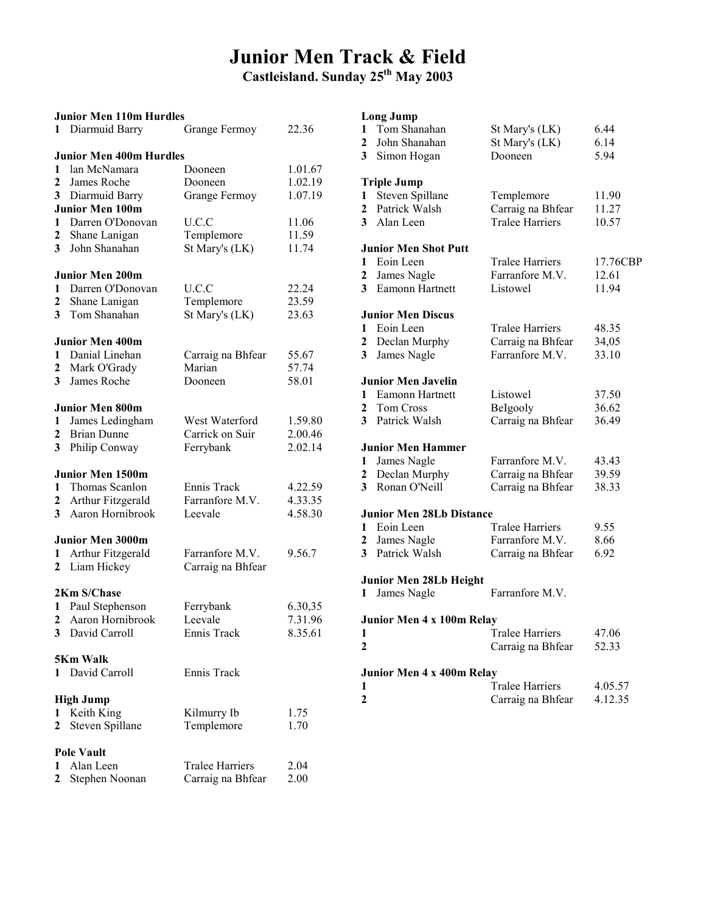# Junior Men Track & Field

## Castleisland. Sunday 25th May 2003

### Junior Men 110m Hurdles

| | | | |
|---|---|---|---|
| 1 | Diarmuid Barry | Grange Fermoy | 22.36 |

### Junior Men 400m Hurdles

| | | | |
|---|---|---|---|
| 1 | lan McNamara | Dooneen | 1.01.67 |
| 2 | James Roche | Dooneen | 1.02.19 |
| 3 | Diarmuid Barry | Grange Fermoy | 1.07.19 |

### Junior Men 100m

| | | | |
|---|---|---|---|
| 1 | Darren O'Donovan | U.C.C | 11.06 |
| 2 | Shane Lanigan | Templemore | 11.59 |
| 3 | John Shanahan | St Mary's (LK) | 11.74 |

### Junior Men 200m

| | | | |
|---|---|---|---|
| 1 | Darren O'Donovan | U.C.C | 22.24 |
| 2 | Shane Lanigan | Templemore | 23.59 |
| 3 | Tom Shanahan | St Mary's (LK) | 23.63 |

### Junior Men 400m

| | | | |
|---|---|---|---|
| 1 | Danial Linehan | Carraig na Bhfear | 55.67 |
| 2 | Mark O'Grady | Marian | 57.74 |
| 3 | James Roche | Dooneen | 58.01 |

### Junior Men 800m

| | | | |
|---|---|---|---|
| 1 | James Ledingham | West Waterford | 1.59.80 |
| 2 | Brian Dunne | Carrick on Suir | 2.00.46 |
| 3 | Philip Conway | Ferrybank | 2.02.14 |

### Junior Men 1500m

| | | | |
|---|---|---|---|
| 1 | Thomas Scanlon | Ennis Track | 4.22.59 |
| 2 | Arthur Fitzgerald | Farranfore M.V. | 4.33.35 |
| 3 | Aaron Hornibrook | Leevale | 4.58.30 |

### Junior Men 3000m

| | | | |
|---|---|---|---|
| 1 | Arthur Fitzgerald | Farranfore M.V. | 9.56.7 |
| 2 | Liam Hickey | Carraig na Bhfear | |

### 2Km S/Chase

| | | | |
|---|---|---|---|
| 1 | Paul Stephenson | Ferrybank | 6.30,35 |
| 2 | Aaron Hornibrook | Leevale | 7.31.96 |
| 3 | David Carroll | Ennis Track | 8.35.61 |

### 5Km Walk

| | | | |
|---|---|---|---|
| 1 | David Carroll | Ennis Track | |

### High Jump

| | | | |
|---|---|---|---|
| 1 | Keith King | Kilmurry Ib | 1.75 |
| 2 | Steven Spillane | Templemore | 1.70 |

### Pole Vault

| | | | |
|---|---|---|---|
| 1 | Alan Leen | Tralee Harriers | 2.04 |
| 2 | Stephen Noonan | Carraig na Bhfear | 2.00 |

### Long Jump

| | | | |
|---|---|---|---|
| 1 | Tom Shanahan | St Mary's (LK) | 6.44 |
| 2 | John Shanahan | St Mary's (LK) | 6.14 |
| 3 | Simon Hogan | Dooneen | 5.94 |

### Triple Jump

| | | | |
|---|---|---|---|
| 1 | Steven Spillane | Templemore | 11.90 |
| 2 | Patrick Walsh | Carraig na Bhfear | 11.27 |
| 3 | Alan Leen | Tralee Harriers | 10.57 |

### Junior Men Shot Putt

| | | | |
|---|---|---|---|
| 1 | Eoin Leen | Tralee Harriers | 17.76CBP |
| 2 | James Nagle | Farranfore M.V. | 12.61 |
| 3 | Eamonn Hartnett | Listowel | 11.94 |

### Junior Men Discus

| | | | |
|---|---|---|---|
| 1 | Eoin Leen | Tralee Harriers | 48.35 |
| 2 | Declan Murphy | Carraig na Bhfear | 34,05 |
| 3 | James Nagle | Farranfore M.V. | 33.10 |

### Junior Men Javelin

| | | | |
|---|---|---|---|
| 1 | Eamonn Hartnett | Listowel | 37.50 |
| 2 | Tom Cross | Belgooly | 36.62 |
| 3 | Patrick Walsh | Carraig na Bhfear | 36.49 |

### Junior Men Hammer

| | | | |
|---|---|---|---|
| 1 | James Nagle | Farranfore M.V. | 43.43 |
| 2 | Declan Murphy | Carraig na Bhfear | 39.59 |
| 3 | Ronan O'Neill | Carraig na Bhfear | 38.33 |

### Junior Men 28Lb Distance

| | | | |
|---|---|---|---|
| 1 | Eoin Leen | Tralee Harriers | 9.55 |
| 2 | James Nagle | Farranfore M.V. | 8.66 |
| 3 | Patrick Walsh | Carraig na Bhfear | 6.92 |

### Junior Men 28Lb Height

| | | | |
|---|---|---|---|
| 1 | James Nagle | Farranfore M.V. | |

### Junior Men 4 x 100m Relay

| | | |
|---|---|---|
| 1 | Tralee Harriers | 47.06 |
| 2 | Carraig na Bhfear | 52.33 |

### Junior Men 4 x 400m Relay

| | | |
|---|---|---|
| 1 | Tralee Harriers | 4.05.57 |
| 2 | Carraig na Bhfear | 4.12.35 |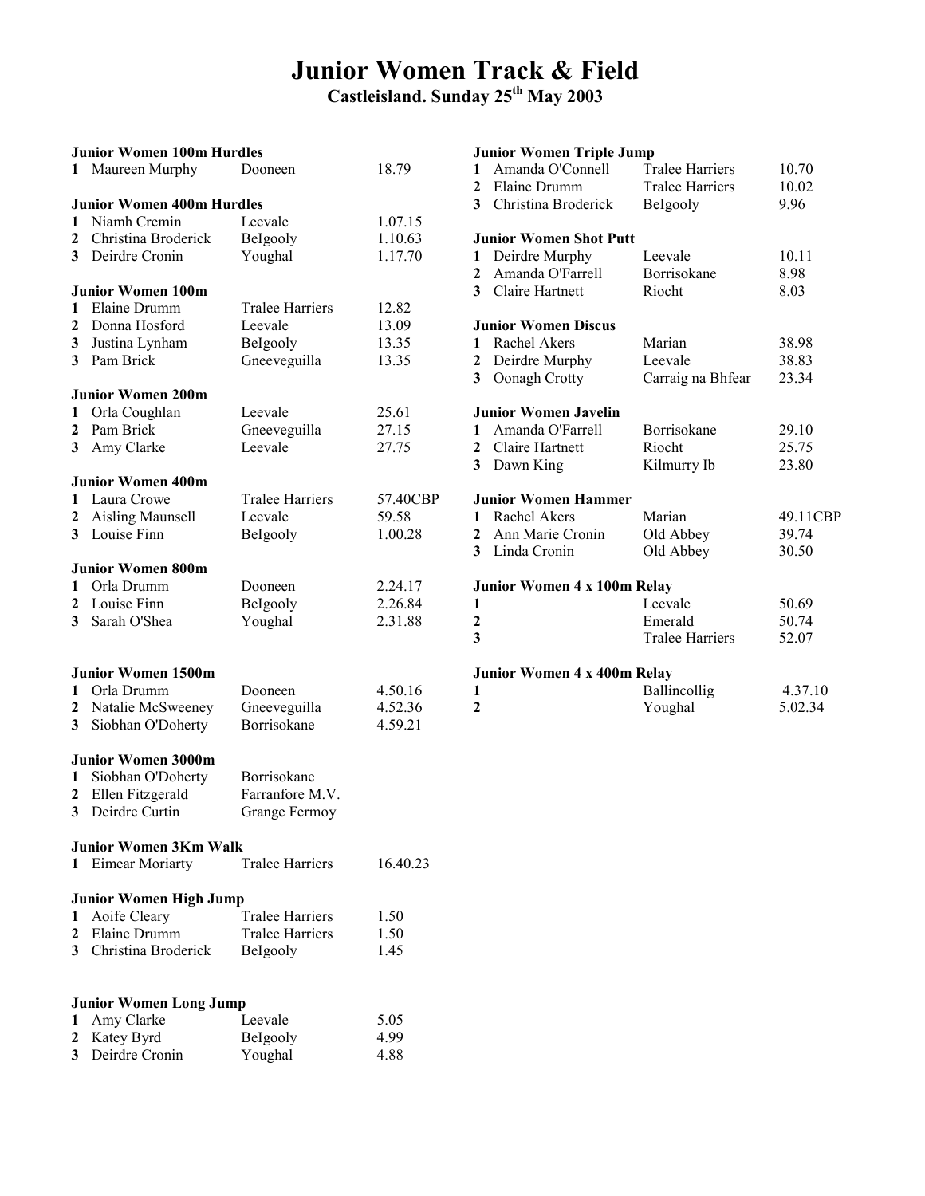# Junior Women Track & Field

## Castleisland. Sunday 25th May 2003

### Junior Women 100m Hurdles

| | | | |
|---|---|---|---|
| 1 | Maureen Murphy | Dooneen | 18.79 |

### Junior Women 400m Hurdles

| | | | |
|---|---|---|---|
| 1 | Niamh Cremin | Leevale | 1.07.15 |
| 2 | Christina Broderick | BeIgooly | 1.10.63 |
| 3 | Deirdre Cronin | Youghal | 1.17.70 |

### Junior Women 100m

| | | | |
|---|---|---|---|
| 1 | Elaine Drumm | Tralee Harriers | 12.82 |
| 2 | Donna Hosford | Leevale | 13.09 |
| 3 | Justina Lynham | BeIgooly | 13.35 |
| 3 | Pam Brick | Gneeveguilla | 13.35 |

### Junior Women 200m

| | | | |
|---|---|---|---|
| 1 | Orla Coughlan | Leevale | 25.61 |
| 2 | Pam Brick | Gneeveguilla | 27.15 |
| 3 | Amy Clarke | Leevale | 27.75 |

### Junior Women 400m

| | | | |
|---|---|---|---|
| 1 | Laura Crowe | Tralee Harriers | 57.40CBP |
| 2 | Aisling Maunsell | Leevale | 59.58 |
| 3 | Louise Finn | BeIgooly | 1.00.28 |

### Junior Women 800m

| | | | |
|---|---|---|---|
| 1 | Orla Drumm | Dooneen | 2.24.17 |
| 2 | Louise Finn | BeIgooly | 2.26.84 |
| 3 | Sarah O'Shea | Youghal | 2.31.88 |

### Junior Women 1500m

| | | | |
|---|---|---|---|
| 1 | Orla Drumm | Dooneen | 4.50.16 |
| 2 | Natalie McSweeney | Gneeveguilla | 4.52.36 |
| 3 | Siobhan O'Doherty | Borrisokane | 4.59.21 |

### Junior Women 3000m

| | | |
|---|---|---|
| 1 | Siobhan O'Doherty | Borrisokane |
| 2 | Ellen Fitzgerald | Farranfore M.V. |
| 3 | Deirdre Curtin | Grange Fermoy |

### Junior Women 3Km Walk

| | | | |
|---|---|---|---|
| 1 | Eimear Moriarty | Tralee Harriers | 16.40.23 |

### Junior Women High Jump

| | | | |
|---|---|---|---|
| 1 | Aoife Cleary | Tralee Harriers | 1.50 |
| 2 | Elaine Drumm | Tralee Harriers | 1.50 |
| 3 | Christina Broderick | BeIgooly | 1.45 |

### Junior Women Long Jump

| | | | |
|---|---|---|---|
| 1 | Amy Clarke | Leevale | 5.05 |
| 2 | Katey Byrd | BeIgooly | 4.99 |
| 3 | Deirdre Cronin | Youghal | 4.88 |

### Junior Women Triple Jump

| | | | |
|---|---|---|---|
| 1 | Amanda O'Connell | Tralee Harriers | 10.70 |
| 2 | Elaine Drumm | Tralee Harriers | 10.02 |
| 3 | Christina Broderick | BeIgooly | 9.96 |

### Junior Women Shot Putt

| | | | |
|---|---|---|---|
| 1 | Deirdre Murphy | Leevale | 10.11 |
| 2 | Amanda O'Farrell | Borrisokane | 8.98 |
| 3 | Claire Hartnett | Riocht | 8.03 |

### Junior Women Discus

| | | | |
|---|---|---|---|
| 1 | Rachel Akers | Marian | 38.98 |
| 2 | Deirdre Murphy | Leevale | 38.83 |
| 3 | Oonagh Crotty | Carraig na Bhfear | 23.34 |

### Junior Women Javelin

| | | | |
|---|---|---|---|
| 1 | Amanda O'Farrell | Borrisokane | 29.10 |
| 2 | Claire Hartnett | Riocht | 25.75 |
| 3 | Dawn King | Kilmurry Ib | 23.80 |

### Junior Women Hammer

| | | | |
|---|---|---|---|
| 1 | Rachel Akers | Marian | 49.11CBP |
| 2 | Ann Marie Cronin | Old Abbey | 39.74 |
| 3 | Linda Cronin | Old Abbey | 30.50 |

### Junior Women 4 x 100m Relay

| | | |
|---|---|---|
| 1 | Leevale | 50.69 |
| 2 | Emerald | 50.74 |
| 3 | Tralee Harriers | 52.07 |

### Junior Women 4 x 400m Relay

| | | |
|---|---|---|
| 1 | Ballincollig | 4.37.10 |
| 2 | Youghal | 5.02.34 |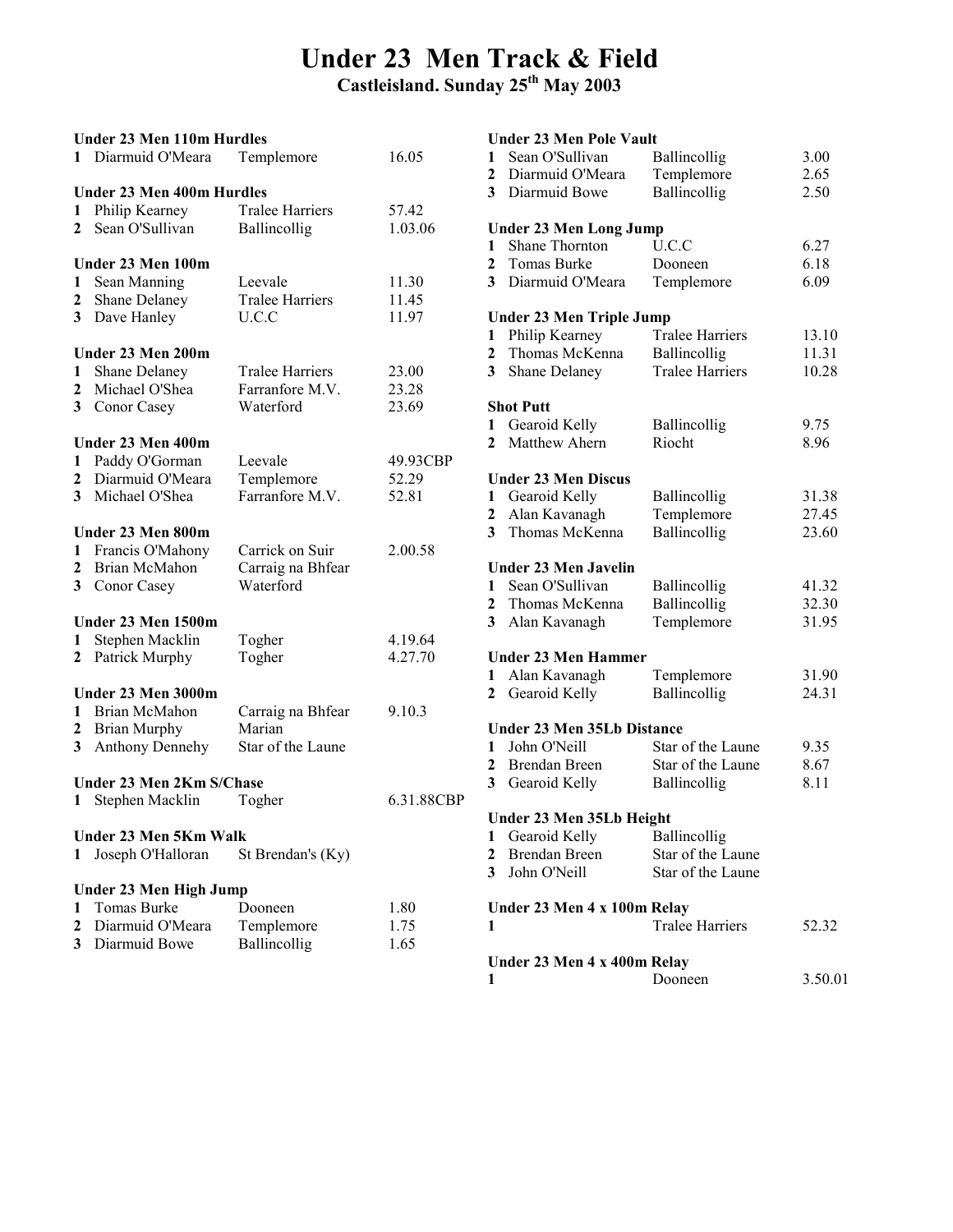# Under 23 Men Track & Field

**Castleisland. Sunday 25th May 2003**

### Under 23 Men 110m Hurdles

| | | | |
|---|---|---|---|
| 1 | Diarmuid O'Meara | Templemore | 16.05 |

### Under 23 Men 400m Hurdles

| | | | |
|---|---|---|---|
| 1 | Philip Kearney | Tralee Harriers | 57.42 |
| 2 | Sean O'Sullivan | Ballincollig | 1.03.06 |

### Under 23 Men 100m

| | | | |
|---|---|---|---|
| 1 | Sean Manning | Leevale | 11.30 |
| 2 | Shane Delaney | Tralee Harriers | 11.45 |
| 3 | Dave Hanley | U.C.C | 11.97 |

### Under 23 Men 200m

| | | | |
|---|---|---|---|
| 1 | Shane Delaney | Tralee Harriers | 23.00 |
| 2 | Michael O'Shea | Farranfore M.V. | 23.28 |
| 3 | Conor Casey | Waterford | 23.69 |

### Under 23 Men 400m

| | | | |
|---|---|---|---|
| 1 | Paddy O'Gorman | Leevale | 49.93CBP |
| 2 | Diarmuid O'Meara | Templemore | 52.29 |
| 3 | Michael O'Shea | Farranfore M.V. | 52.81 |

### Under 23 Men 800m

| | | | |
|---|---|---|---|
| 1 | Francis O'Mahony | Carrick on Suir | 2.00.58 |
| 2 | Brian McMahon | Carraig na Bhfear | |
| 3 | Conor Casey | Waterford | |

### Under 23 Men 1500m

| | | | |
|---|---|---|---|
| 1 | Stephen Macklin | Togher | 4.19.64 |
| 2 | Patrick Murphy | Togher | 4.27.70 |

### Under 23 Men 3000m

| | | | |
|---|---|---|---|
| 1 | Brian McMahon | Carraig na Bhfear | 9.10.3 |
| 2 | Brian Murphy | Marian | |
| 3 | Anthony Dennehy | Star of the Laune | |

### Under 23 Men 2Km S/Chase

| | | | |
|---|---|---|---|
| 1 | Stephen Macklin | Togher | 6.31.88CBP |

### Under 23 Men 5Km Walk

| | | | |
|---|---|---|---|
| 1 | Joseph O'Halloran | St Brendan's (Ky) | |

### Under 23 Men High Jump

| | | | |
|---|---|---|---|
| 1 | Tomas Burke | Dooneen | 1.80 |
| 2 | Diarmuid O'Meara | Templemore | 1.75 |
| 3 | Diarmuid Bowe | Ballincollig | 1.65 |

### Under 23 Men Pole Vault

| | | | |
|---|---|---|---|
| 1 | Sean O'Sullivan | Ballincollig | 3.00 |
| 2 | Diarmuid O'Meara | Templemore | 2.65 |
| 3 | Diarmuid Bowe | Ballincollig | 2.50 |

### Under 23 Men Long Jump

| | | | |
|---|---|---|---|
| 1 | Shane Thornton | U.C.C | 6.27 |
| 2 | Tomas Burke | Dooneen | 6.18 |
| 3 | Diarmuid O'Meara | Templemore | 6.09 |

### Under 23 Men Triple Jump

| | | | |
|---|---|---|---|
| 1 | Philip Kearney | Tralee Harriers | 13.10 |
| 2 | Thomas McKenna | Ballincollig | 11.31 |
| 3 | Shane Delaney | Tralee Harriers | 10.28 |

### Shot Putt

| | | | |
|---|---|---|---|
| 1 | Gearoid Kelly | Ballincollig | 9.75 |
| 2 | Matthew Ahern | Riocht | 8.96 |

### Under 23 Men Discus

| | | | |
|---|---|---|---|
| 1 | Gearoid Kelly | Ballincollig | 31.38 |
| 2 | Alan Kavanagh | Templemore | 27.45 |
| 3 | Thomas McKenna | Ballincollig | 23.60 |

### Under 23 Men Javelin

| | | | |
|---|---|---|---|
| 1 | Sean O'Sullivan | Ballincollig | 41.32 |
| 2 | Thomas McKenna | Ballincollig | 32.30 |
| 3 | Alan Kavanagh | Templemore | 31.95 |

### Under 23 Men Hammer

| | | | |
|---|---|---|---|
| 1 | Alan Kavanagh | Templemore | 31.90 |
| 2 | Gearoid Kelly | Ballincollig | 24.31 |

### Under 23 Men 35Lb Distance

| | | | |
|---|---|---|---|
| 1 | John O'Neill | Star of the Laune | 9.35 |
| 2 | Brendan Breen | Star of the Laune | 8.67 |
| 3 | Gearoid Kelly | Ballincollig | 8.11 |

### Under 23 Men 35Lb Height

| | | | |
|---|---|---|---|
| 1 | Gearoid Kelly | Ballincollig | |
| 2 | Brendan Breen | Star of the Laune | |
| 3 | John O'Neill | Star of the Laune | |

### Under 23 Men 4 x 100m Relay

| | | | |
|---|---|---|---|
| 1 | | Tralee Harriers | 52.32 |

### Under 23 Men 4 x 400m Relay

| | | | |
|---|---|---|---|
| 1 | | Dooneen | 3.50.01 |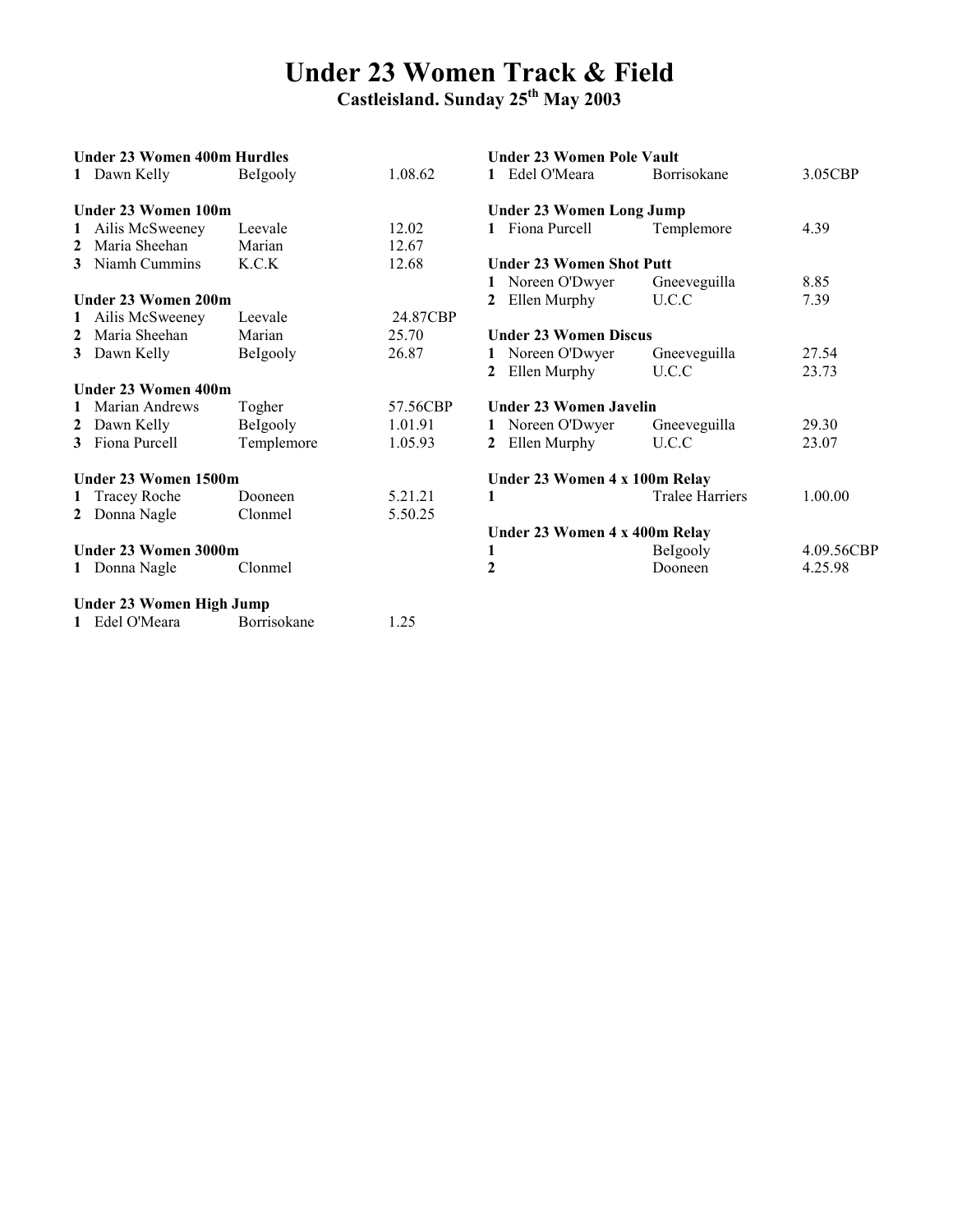# Under 23 Women Track & Field

## Castleisland. Sunday 25th May 2003

**Under 23 Women 400m Hurdles**

| | | | |
|---|---|---|---|
| **1** | Dawn Kelly | BeIgooly | 1.08.62 |

**Under 23 Women 100m**

| | | | |
|---|---|---|---|
| **1** | Ailis McSweeney | Leevale | 12.02 |
| **2** | Maria Sheehan | Marian | 12.67 |
| **3** | Niamh Cummins | K.C.K | 12.68 |

**Under 23 Women 200m**

| | | | |
|---|---|---|---|
| **1** | Ailis McSweeney | Leevale | 24.87CBP |
| **2** | Maria Sheehan | Marian | 25.70 |
| **3** | Dawn Kelly | BeIgooly | 26.87 |

**Under 23 Women 400m**

| | | | |
|---|---|---|---|
| **1** | Marian Andrews | Togher | 57.56CBP |
| **2** | Dawn Kelly | BeIgooly | 1.01.91 |
| **3** | Fiona Purcell | Templemore | 1.05.93 |

**Under 23 Women 1500m**

| | | | |
|---|---|---|---|
| **1** | Tracey Roche | Dooneen | 5.21.21 |
| **2** | Donna Nagle | Clonmel | 5.50.25 |

**Under 23 Women 3000m**

| | | | |
|---|---|---|---|
| **1** | Donna Nagle | Clonmel | |

**Under 23 Women High Jump**

| | | | |
|---|---|---|---|
| **1** | Edel O'Meara | Borrisokane | 1.25 |

**Under 23 Women Pole Vault**

| | | | |
|---|---|---|---|
| **1** | Edel O'Meara | Borrisokane | 3.05CBP |

**Under 23 Women Long Jump**

| | | | |
|---|---|---|---|
| **1** | Fiona Purcell | Templemore | 4.39 |

**Under 23 Women Shot Putt**

| | | | |
|---|---|---|---|
| **1** | Noreen O'Dwyer | Gneeveguilla | 8.85 |
| **2** | Ellen Murphy | U.C.C | 7.39 |

**Under 23 Women Discus**

| | | | |
|---|---|---|---|
| **1** | Noreen O'Dwyer | Gneeveguilla | 27.54 |
| **2** | Ellen Murphy | U.C.C | 23.73 |

**Under 23 Women Javelin**

| | | | |
|---|---|---|---|
| **1** | Noreen O'Dwyer | Gneeveguilla | 29.30 |
| **2** | Ellen Murphy | U.C.C | 23.07 |

**Under 23 Women 4 x 100m Relay**

| | | | |
|---|---|---|---|
| **1** | | Tralee Harriers | 1.00.00 |

**Under 23 Women 4 x 400m Relay**

| | | | |
|---|---|---|---|
| **1** | | BeIgooly | 4.09.56CBP |
| **2** | | Dooneen | 4.25.98 |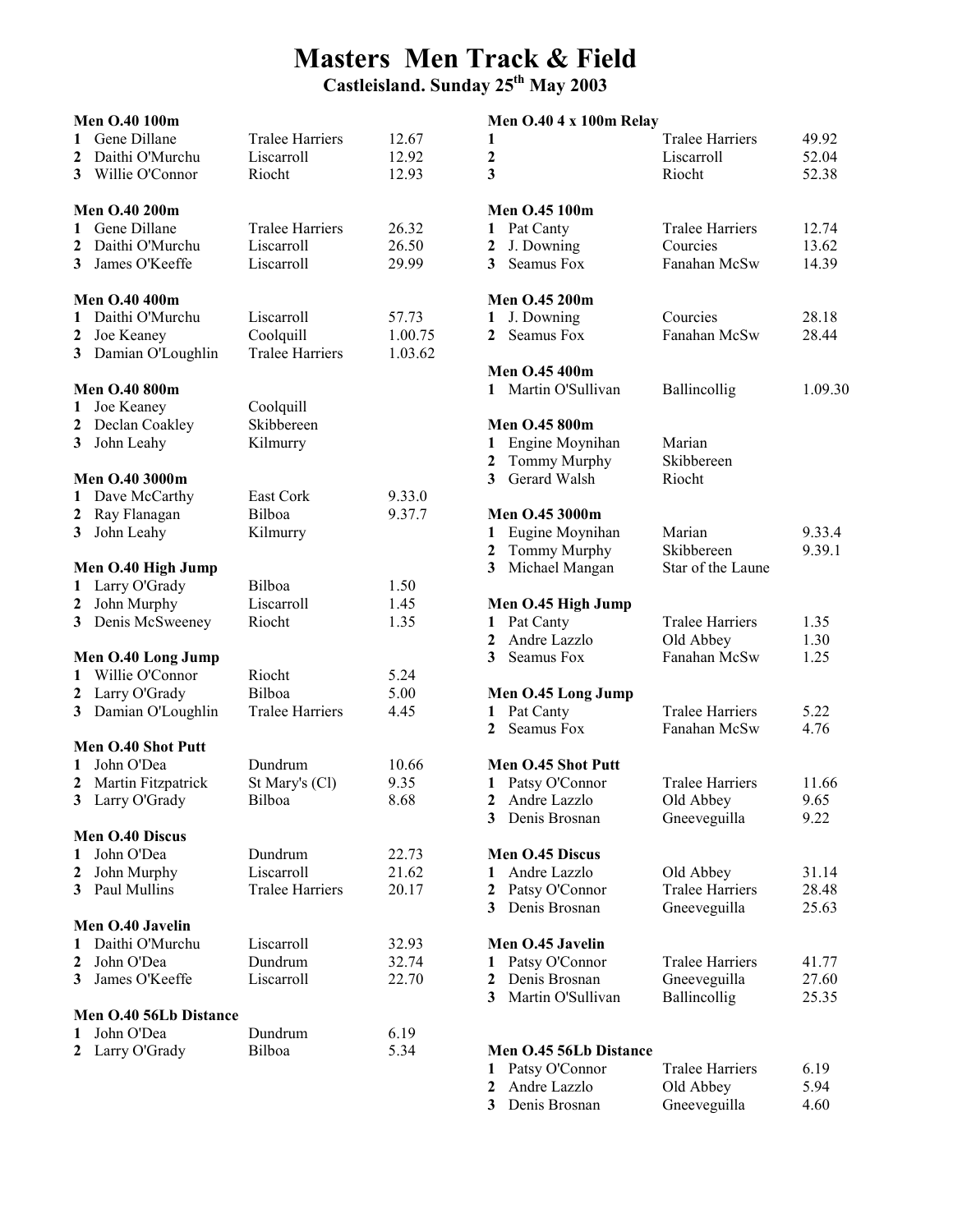# Masters Men Track & Field

## Castleisland. Sunday 25th May 2003

### Men O.40 100m

| | | | |
|---|---|---|---|
| 1 | Gene Dillane | Tralee Harriers | 12.67 |
| 2 | Daithi O'Murchu | Liscarroll | 12.92 |
| 3 | Willie O'Connor | Riocht | 12.93 |

### Men O.40 200m

| | | | |
|---|---|---|---|
| 1 | Gene Dillane | Tralee Harriers | 26.32 |
| 2 | Daithi O'Murchu | Liscarroll | 26.50 |
| 3 | James O'Keeffe | Liscarroll | 29.99 |

### Men O.40 400m

| | | | |
|---|---|---|---|
| 1 | Daithi O'Murchu | Liscarroll | 57.73 |
| 2 | Joe Keaney | Coolquill | 1.00.75 |
| 3 | Damian O'Loughlin | Tralee Harriers | 1.03.62 |

### Men O.40 800m

| | | | |
|---|---|---|---|
| 1 | Joe Keaney | Coolquill | |
| 2 | Declan Coakley | Skibbereen | |
| 3 | John Leahy | Kilmurry | |

### Men O.40 3000m

| | | | |
|---|---|---|---|
| 1 | Dave McCarthy | East Cork | 9.33.0 |
| 2 | Ray Flanagan | Bilboa | 9.37.7 |
| 3 | John Leahy | Kilmurry | |

### Men O.40 High Jump

| | | | |
|---|---|---|---|
| 1 | Larry O'Grady | Bilboa | 1.50 |
| 2 | John Murphy | Liscarroll | 1.45 |
| 3 | Denis McSweeney | Riocht | 1.35 |

### Men O.40 Long Jump

| | | | |
|---|---|---|---|
| 1 | Willie O'Connor | Riocht | 5.24 |
| 2 | Larry O'Grady | Bilboa | 5.00 |
| 3 | Damian O'Loughlin | Tralee Harriers | 4.45 |

### Men O.40 Shot Putt

| | | | |
|---|---|---|---|
| 1 | John O'Dea | Dundrum | 10.66 |
| 2 | Martin Fitzpatrick | St Mary's (Cl) | 9.35 |
| 3 | Larry O'Grady | Bilboa | 8.68 |

### Men O.40 Discus

| | | | |
|---|---|---|---|
| 1 | John O'Dea | Dundrum | 22.73 |
| 2 | John Murphy | Liscarroll | 21.62 |
| 3 | Paul Mullins | Tralee Harriers | 20.17 |

### Men O.40 Javelin

| | | | |
|---|---|---|---|
| 1 | Daithi O'Murchu | Liscarroll | 32.93 |
| 2 | John O'Dea | Dundrum | 32.74 |
| 3 | James O'Keeffe | Liscarroll | 22.70 |

### Men O.40 56Lb Distance

| | | | |
|---|---|---|---|
| 1 | John O'Dea | Dundrum | 6.19 |
| 2 | Larry O'Grady | Bilboa | 5.34 |

### Men O.40 4 x 100m Relay

| | | | |
|---|---|---|---|
| 1 | | Tralee Harriers | 49.92 |
| 2 | | Liscarroll | 52.04 |
| 3 | | Riocht | 52.38 |

### Men O.45 100m

| | | | |
|---|---|---|---|
| 1 | Pat Canty | Tralee Harriers | 12.74 |
| 2 | J. Downing | Courcies | 13.62 |
| 3 | Seamus Fox | Fanahan McSw | 14.39 |

### Men O.45 200m

| | | | |
|---|---|---|---|
| 1 | J. Downing | Courcies | 28.18 |
| 2 | Seamus Fox | Fanahan McSw | 28.44 |

### Men O.45 400m

| | | | |
|---|---|---|---|
| 1 | Martin O'Sullivan | Ballincollig | 1.09.30 |

### Men O.45 800m

| | | | |
|---|---|---|---|
| 1 | Engine Moynihan | Marian | |
| 2 | Tommy Murphy | Skibbereen | |
| 3 | Gerard Walsh | Riocht | |

### Men O.45 3000m

| | | | |
|---|---|---|---|
| 1 | Eugine Moynihan | Marian | 9.33.4 |
| 2 | Tommy Murphy | Skibbereen | 9.39.1 |
| 3 | Michael Mangan | Star of the Laune | |

### Men O.45 High Jump

| | | | |
|---|---|---|---|
| 1 | Pat Canty | Tralee Harriers | 1.35 |
| 2 | Andre Lazzlo | Old Abbey | 1.30 |
| 3 | Seamus Fox | Fanahan McSw | 1.25 |

### Men O.45 Long Jump

| | | | |
|---|---|---|---|
| 1 | Pat Canty | Tralee Harriers | 5.22 |
| 2 | Seamus Fox | Fanahan McSw | 4.76 |

### Men O.45 Shot Putt

| | | | |
|---|---|---|---|
| 1 | Patsy O'Connor | Tralee Harriers | 11.66 |
| 2 | Andre Lazzlo | Old Abbey | 9.65 |
| 3 | Denis Brosnan | Gneeveguilla | 9.22 |

### Men O.45 Discus

| | | | |
|---|---|---|---|
| 1 | Andre Lazzlo | Old Abbey | 31.14 |
| 2 | Patsy O'Connor | Tralee Harriers | 28.48 |
| 3 | Denis Brosnan | Gneeveguilla | 25.63 |

### Men O.45 Javelin

| | | | |
|---|---|---|---|
| 1 | Patsy O'Connor | Tralee Harriers | 41.77 |
| 2 | Denis Brosnan | Gneeveguilla | 27.60 |
| 3 | Martin O'Sullivan | Ballincollig | 25.35 |

### Men O.45 56Lb Distance

| | | | |
|---|---|---|---|
| 1 | Patsy O'Connor | Tralee Harriers | 6.19 |
| 2 | Andre Lazzlo | Old Abbey | 5.94 |
| 3 | Denis Brosnan | Gneeveguilla | 4.60 |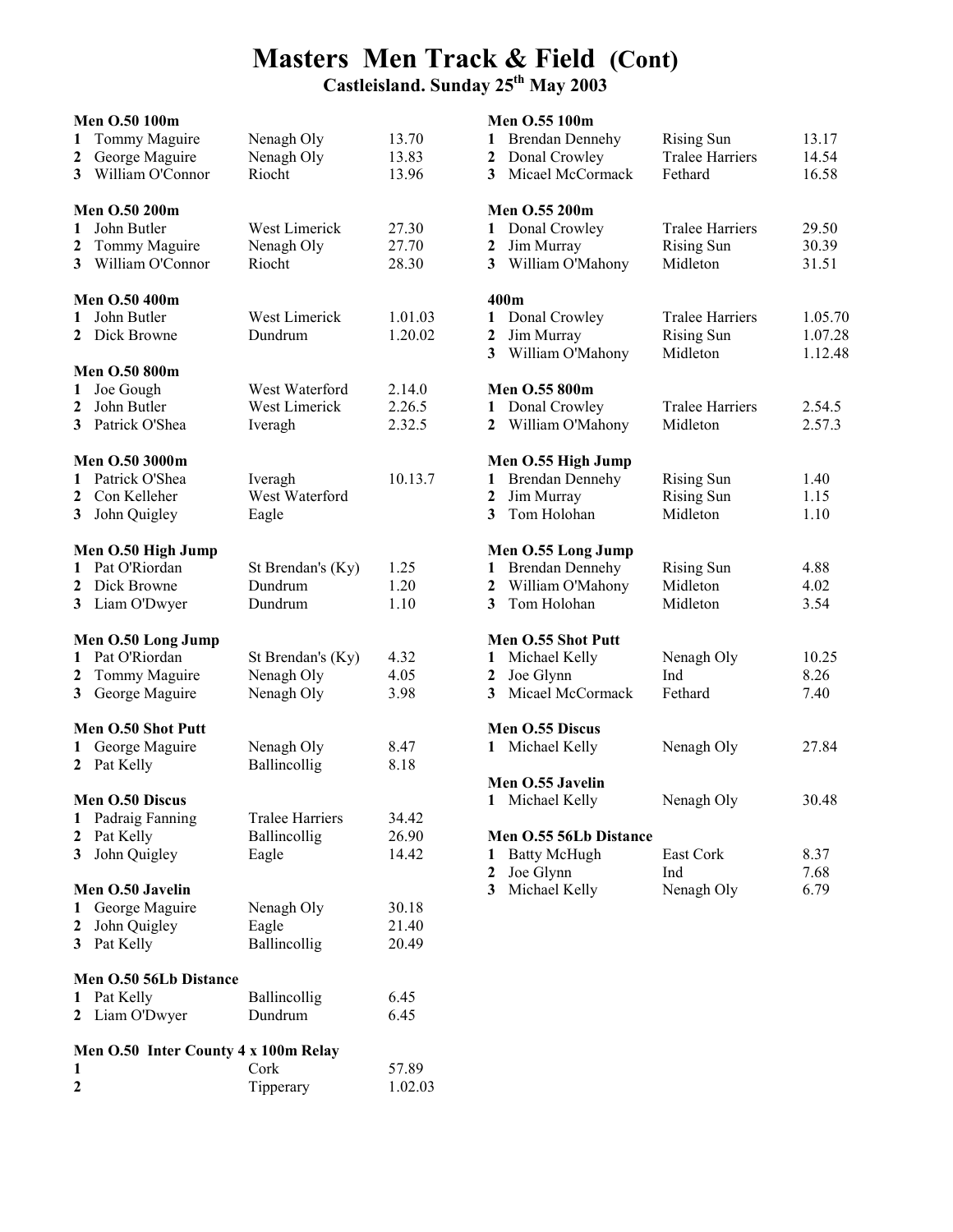# Masters Men Track & Field (Cont)

## Castleisland. Sunday 25th May 2003

### Men O.50 100m

| | | | |
|---|---|---|---|
| 1 | Tommy Maguire | Nenagh Oly | 13.70 |
| 2 | George Maguire | Nenagh Oly | 13.83 |
| 3 | William O'Connor | Riocht | 13.96 |

### Men O.50 200m

| | | | |
|---|---|---|---|
| 1 | John Butler | West Limerick | 27.30 |
| 2 | Tommy Maguire | Nenagh Oly | 27.70 |
| 3 | William O'Connor | Riocht | 28.30 |

### Men O.50 400m

| | | | |
|---|---|---|---|
| 1 | John Butler | West Limerick | 1.01.03 |
| 2 | Dick Browne | Dundrum | 1.20.02 |

### Men O.50 800m

| | | | |
|---|---|---|---|
| 1 | Joe Gough | West Waterford | 2.14.0 |
| 2 | John Butler | West Limerick | 2.26.5 |
| 3 | Patrick O'Shea | Iveragh | 2.32.5 |

### Men O.50 3000m

| | | | |
|---|---|---|---|
| 1 | Patrick O'Shea | Iveragh | 10.13.7 |
| 2 | Con Kelleher | West Waterford | |
| 3 | John Quigley | Eagle | |

### Men O.50 High Jump

| | | | |
|---|---|---|---|
| 1 | Pat O'Riordan | St Brendan's (Ky) | 1.25 |
| 2 | Dick Browne | Dundrum | 1.20 |
| 3 | Liam O'Dwyer | Dundrum | 1.10 |

### Men O.50 Long Jump

| | | | |
|---|---|---|---|
| 1 | Pat O'Riordan | St Brendan's (Ky) | 4.32 |
| 2 | Tommy Maguire | Nenagh Oly | 4.05 |
| 3 | George Maguire | Nenagh Oly | 3.98 |

### Men O.50 Shot Putt

| | | | |
|---|---|---|---|
| 1 | George Maguire | Nenagh Oly | 8.47 |
| 2 | Pat Kelly | Ballincollig | 8.18 |

### Men O.50 Discus

| | | | |
|---|---|---|---|
| 1 | Padraig Fanning | Tralee Harriers | 34.42 |
| 2 | Pat Kelly | Ballincollig | 26.90 |
| 3 | John Quigley | Eagle | 14.42 |

### Men O.50 Javelin

| | | | |
|---|---|---|---|
| 1 | George Maguire | Nenagh Oly | 30.18 |
| 2 | John Quigley | Eagle | 21.40 |
| 3 | Pat Kelly | Ballincollig | 20.49 |

### Men O.50 56Lb Distance

| | | | |
|---|---|---|---|
| 1 | Pat Kelly | Ballincollig | 6.45 |
| 2 | Liam O'Dwyer | Dundrum | 6.45 |

### Men O.50 Inter County 4 x 100m Relay

| | | |
|---|---|---|
| 1 | Cork | 57.89 |
| 2 | Tipperary | 1.02.03 |

### Men O.55 100m

| | | | |
|---|---|---|---|
| 1 | Brendan Dennehy | Rising Sun | 13.17 |
| 2 | Donal Crowley | Tralee Harriers | 14.54 |
| 3 | Micael McCormack | Fethard | 16.58 |

### Men O.55 200m

| | | | |
|---|---|---|---|
| 1 | Donal Crowley | Tralee Harriers | 29.50 |
| 2 | Jim Murray | Rising Sun | 30.39 |
| 3 | William O'Mahony | Midleton | 31.51 |

### 400m

| | | | |
|---|---|---|---|
| 1 | Donal Crowley | Tralee Harriers | 1.05.70 |
| 2 | Jim Murray | Rising Sun | 1.07.28 |
| 3 | William O'Mahony | Midleton | 1.12.48 |

### Men O.55 800m

| | | | |
|---|---|---|---|
| 1 | Donal Crowley | Tralee Harriers | 2.54.5 |
| 2 | William O'Mahony | Midleton | 2.57.3 |

### Men O.55 High Jump

| | | | |
|---|---|---|---|
| 1 | Brendan Dennehy | Rising Sun | 1.40 |
| 2 | Jim Murray | Rising Sun | 1.15 |
| 3 | Tom Holohan | Midleton | 1.10 |

### Men O.55 Long Jump

| | | | |
|---|---|---|---|
| 1 | Brendan Dennehy | Rising Sun | 4.88 |
| 2 | William O'Mahony | Midleton | 4.02 |
| 3 | Tom Holohan | Midleton | 3.54 |

### Men O.55 Shot Putt

| | | | |
|---|---|---|---|
| 1 | Michael Kelly | Nenagh Oly | 10.25 |
| 2 | Joe Glynn | Ind | 8.26 |
| 3 | Micael McCormack | Fethard | 7.40 |

### Men O.55 Discus

| | | | |
|---|---|---|---|
| 1 | Michael Kelly | Nenagh Oly | 27.84 |

### Men O.55 Javelin

| | | | |
|---|---|---|---|
| 1 | Michael Kelly | Nenagh Oly | 30.48 |

### Men O.55 56Lb Distance

| | | | |
|---|---|---|---|
| 1 | Batty McHugh | East Cork | 8.37 |
| 2 | Joe Glynn | Ind | 7.68 |
| 3 | Michael Kelly | Nenagh Oly | 6.79 |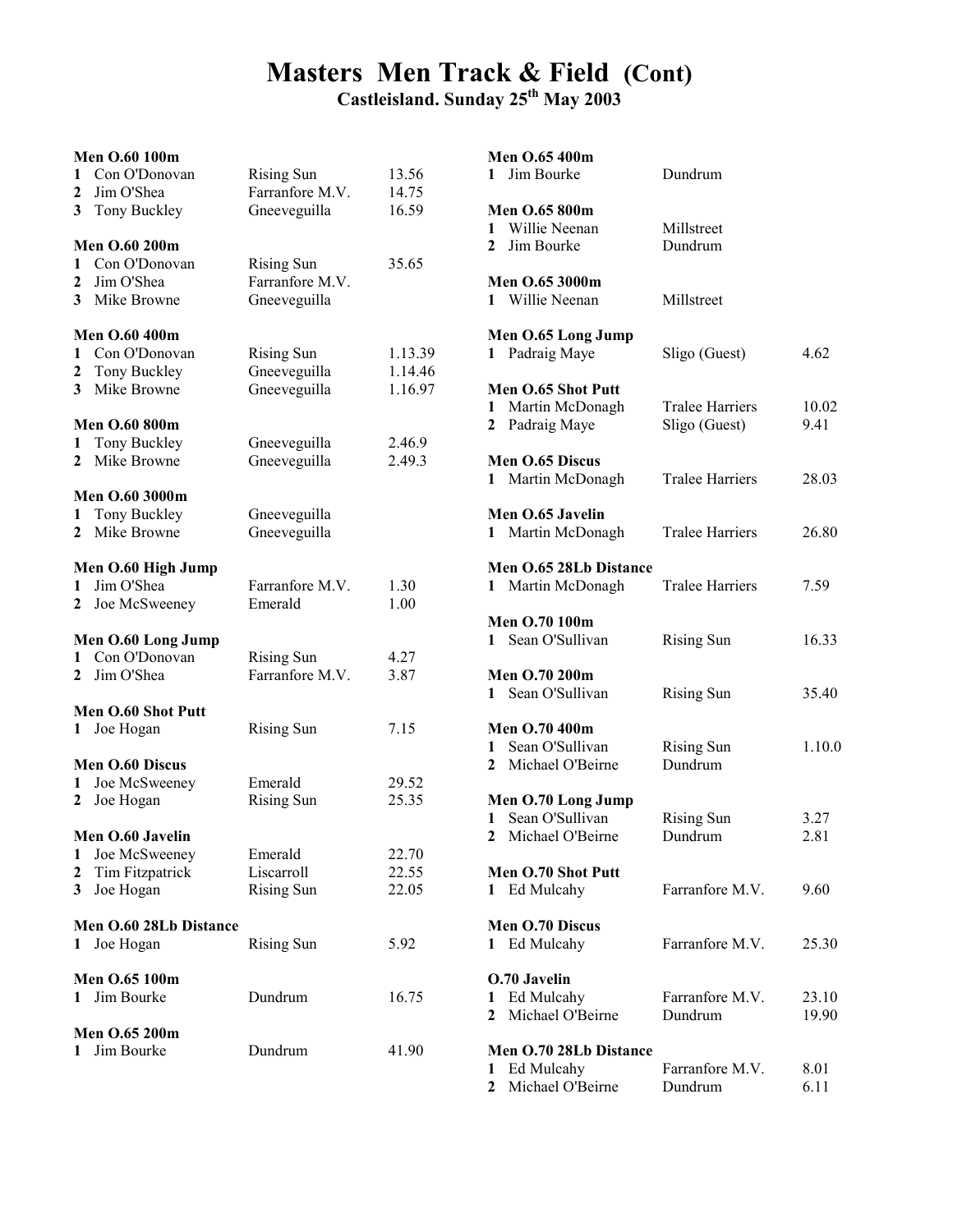# Masters Men Track & Field (Cont)

## Castleisland. Sunday 25th May 2003

**Men O.60 100m**

| | | | |
|---|---|---|---|
| 1 | Con O'Donovan | Rising Sun | 13.56 |
| 2 | Jim O'Shea | Farranfore M.V. | 14.75 |
| 3 | Tony Buckley | Gneeveguilla | 16.59 |

**Men O.60 200m**

| | | | |
|---|---|---|---|
| 1 | Con O'Donovan | Rising Sun | 35.65 |
| 2 | Jim O'Shea | Farranfore M.V. | |
| 3 | Mike Browne | Gneeveguilla | |

**Men O.60 400m**

| | | | |
|---|---|---|---|
| 1 | Con O'Donovan | Rising Sun | 1.13.39 |
| 2 | Tony Buckley | Gneeveguilla | 1.14.46 |
| 3 | Mike Browne | Gneeveguilla | 1.16.97 |

**Men O.60 800m**

| | | | |
|---|---|---|---|
| 1 | Tony Buckley | Gneeveguilla | 2.46.9 |
| 2 | Mike Browne | Gneeveguilla | 2.49.3 |

**Men O.60 3000m**

| | | | |
|---|---|---|---|
| 1 | Tony Buckley | Gneeveguilla | |
| 2 | Mike Browne | Gneeveguilla | |

**Men O.60 High Jump**

| | | | |
|---|---|---|---|
| 1 | Jim O'Shea | Farranfore M.V. | 1.30 |
| 2 | Joe McSweeney | Emerald | 1.00 |

**Men O.60 Long Jump**

| | | | |
|---|---|---|---|
| 1 | Con O'Donovan | Rising Sun | 4.27 |
| 2 | Jim O'Shea | Farranfore M.V. | 3.87 |

**Men O.60 Shot Putt**

| | | | |
|---|---|---|---|
| 1 | Joe Hogan | Rising Sun | 7.15 |

**Men O.60 Discus**

| | | | |
|---|---|---|---|
| 1 | Joe McSweeney | Emerald | 29.52 |
| 2 | Joe Hogan | Rising Sun | 25.35 |

**Men O.60 Javelin**

| | | | |
|---|---|---|---|
| 1 | Joe McSweeney | Emerald | 22.70 |
| 2 | Tim Fitzpatrick | Liscarroll | 22.55 |
| 3 | Joe Hogan | Rising Sun | 22.05 |

**Men O.60 28Lb Distance**

| | | | |
|---|---|---|---|
| 1 | Joe Hogan | Rising Sun | 5.92 |

**Men O.65 100m**

| | | | |
|---|---|---|---|
| 1 | Jim Bourke | Dundrum | 16.75 |

**Men O.65 200m**

| | | | |
|---|---|---|---|
| 1 | Jim Bourke | Dundrum | 41.90 |

**Men O.65 400m**

| | | | |
|---|---|---|---|
| 1 | Jim Bourke | Dundrum | |

**Men O.65 800m**

| | | | |
|---|---|---|---|
| 1 | Willie Neenan | Millstreet | |
| 2 | Jim Bourke | Dundrum | |

**Men O.65 3000m**

| | | | |
|---|---|---|---|
| 1 | Willie Neenan | Millstreet | |

**Men O.65 Long Jump**

| | | | |
|---|---|---|---|
| 1 | Padraig Maye | Sligo (Guest) | 4.62 |

**Men O.65 Shot Putt**

| | | | |
|---|---|---|---|
| 1 | Martin McDonagh | Tralee Harriers | 10.02 |
| 2 | Padraig Maye | Sligo (Guest) | 9.41 |

**Men O.65 Discus**

| | | | |
|---|---|---|---|
| 1 | Martin McDonagh | Tralee Harriers | 28.03 |

**Men O.65 Javelin**

| | | | |
|---|---|---|---|
| 1 | Martin McDonagh | Tralee Harriers | 26.80 |

**Men O.65 28Lb Distance**

| | | | |
|---|---|---|---|
| 1 | Martin McDonagh | Tralee Harriers | 7.59 |

**Men O.70 100m**

| | | | |
|---|---|---|---|
| 1 | Sean O'Sullivan | Rising Sun | 16.33 |

**Men O.70 200m**

| | | | |
|---|---|---|---|
| 1 | Sean O'Sullivan | Rising Sun | 35.40 |

**Men O.70 400m**

| | | | |
|---|---|---|---|
| 1 | Sean O'Sullivan | Rising Sun | 1.10.0 |
| 2 | Michael O'Beirne | Dundrum | |

**Men O.70 Long Jump**

| | | | |
|---|---|---|---|
| 1 | Sean O'Sullivan | Rising Sun | 3.27 |
| 2 | Michael O'Beirne | Dundrum | 2.81 |

**Men O.70 Shot Putt**

| | | | |
|---|---|---|---|
| 1 | Ed Mulcahy | Farranfore M.V. | 9.60 |

**Men O.70 Discus**

| | | | |
|---|---|---|---|
| 1 | Ed Mulcahy | Farranfore M.V. | 25.30 |

**O.70 Javelin**

| | | | |
|---|---|---|---|
| 1 | Ed Mulcahy | Farranfore M.V. | 23.10 |
| 2 | Michael O'Beirne | Dundrum | 19.90 |

**Men O.70 28Lb Distance**

| | | | |
|---|---|---|---|
| 1 | Ed Mulcahy | Farranfore M.V. | 8.01 |
| 2 | Michael O'Beirne | Dundrum | 6.11 |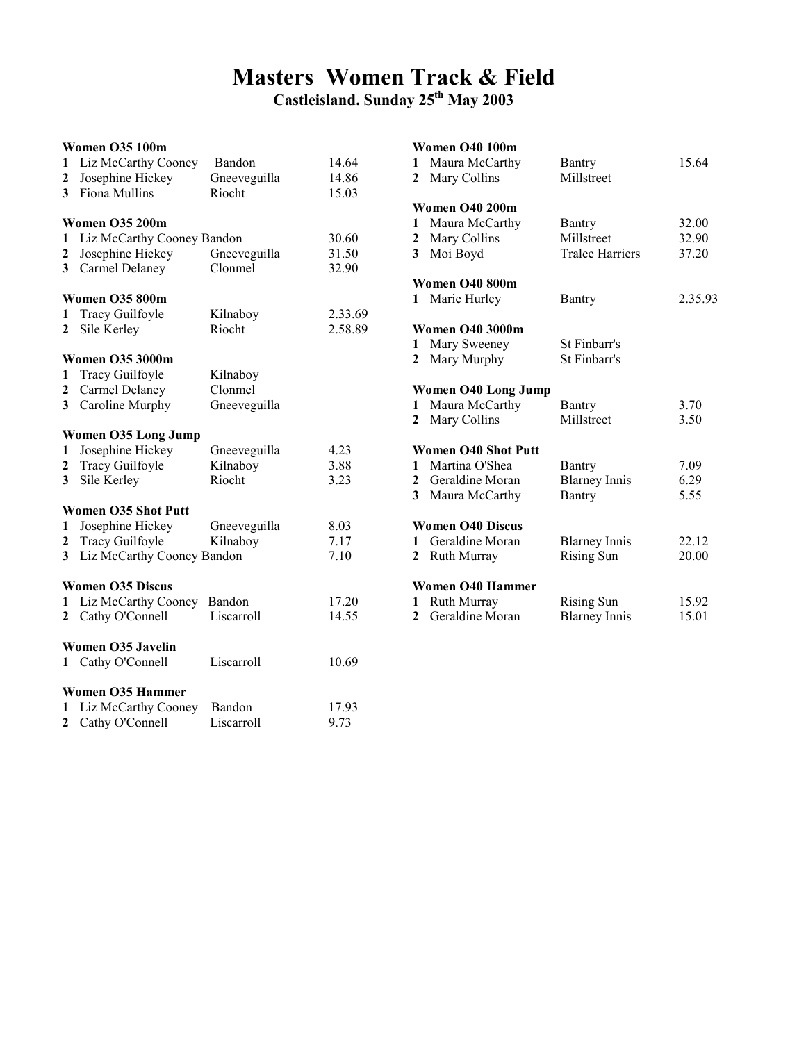# Masters Women Track & Field

## Castleisland. Sunday 25th May 2003

### Women O35 100m

| | | | |
|---|---|---|---|
| 1 | Liz McCarthy Cooney | Bandon | 14.64 |
| 2 | Josephine Hickey | Gneeveguilla | 14.86 |
| 3 | Fiona Mullins | Riocht | 15.03 |

### Women O35 200m

| | | | |
|---|---|---|---|
| 1 | Liz McCarthy Cooney | Bandon | 30.60 |
| 2 | Josephine Hickey | Gneeveguilla | 31.50 |
| 3 | Carmel Delaney | Clonmel | 32.90 |

### Women O35 800m

| | | | |
|---|---|---|---|
| 1 | Tracy Guilfoyle | Kilnaboy | 2.33.69 |
| 2 | Sile Kerley | Riocht | 2.58.89 |

### Women O35 3000m

| | | | |
|---|---|---|---|
| 1 | Tracy Guilfoyle | Kilnaboy | |
| 2 | Carmel Delaney | Clonmel | |
| 3 | Caroline Murphy | Gneeveguilla | |

### Women O35 Long Jump

| | | | |
|---|---|---|---|
| 1 | Josephine Hickey | Gneeveguilla | 4.23 |
| 2 | Tracy Guilfoyle | Kilnaboy | 3.88 |
| 3 | Sile Kerley | Riocht | 3.23 |

### Women O35 Shot Putt

| | | | |
|---|---|---|---|
| 1 | Josephine Hickey | Gneeveguilla | 8.03 |
| 2 | Tracy Guilfoyle | Kilnaboy | 7.17 |
| 3 | Liz McCarthy Cooney | Bandon | 7.10 |

### Women O35 Discus

| | | | |
|---|---|---|---|
| 1 | Liz McCarthy Cooney | Bandon | 17.20 |
| 2 | Cathy O'Connell | Liscarroll | 14.55 |

### Women O35 Javelin

| | | | |
|---|---|---|---|
| 1 | Cathy O'Connell | Liscarroll | 10.69 |

### Women O35 Hammer

| | | | |
|---|---|---|---|
| 1 | Liz McCarthy Cooney | Bandon | 17.93 |
| 2 | Cathy O'Connell | Liscarroll | 9.73 |

### Women O40 100m

| | | | |
|---|---|---|---|
| 1 | Maura McCarthy | Bantry | 15.64 |
| 2 | Mary Collins | Millstreet | |

### Women O40 200m

| | | | |
|---|---|---|---|
| 1 | Maura McCarthy | Bantry | 32.00 |
| 2 | Mary Collins | Millstreet | 32.90 |
| 3 | Moi Boyd | Tralee Harriers | 37.20 |

### Women O40 800m

| | | | |
|---|---|---|---|
| 1 | Marie Hurley | Bantry | 2.35.93 |

### Women O40 3000m

| | | | |
|---|---|---|---|
| 1 | Mary Sweeney | St Finbarr's | |
| 2 | Mary Murphy | St Finbarr's | |

### Women O40 Long Jump

| | | | |
|---|---|---|---|
| 1 | Maura McCarthy | Bantry | 3.70 |
| 2 | Mary Collins | Millstreet | 3.50 |

### Women O40 Shot Putt

| | | | |
|---|---|---|---|
| 1 | Martina O'Shea | Bantry | 7.09 |
| 2 | Geraldine Moran | Blarney Innis | 6.29 |
| 3 | Maura McCarthy | Bantry | 5.55 |

### Women O40 Discus

| | | | |
|---|---|---|---|
| 1 | Geraldine Moran | Blarney Innis | 22.12 |
| 2 | Ruth Murray | Rising Sun | 20.00 |

### Women O40 Hammer

| | | | |
|---|---|---|---|
| 1 | Ruth Murray | Rising Sun | 15.92 |
| 2 | Geraldine Moran | Blarney Innis | 15.01 |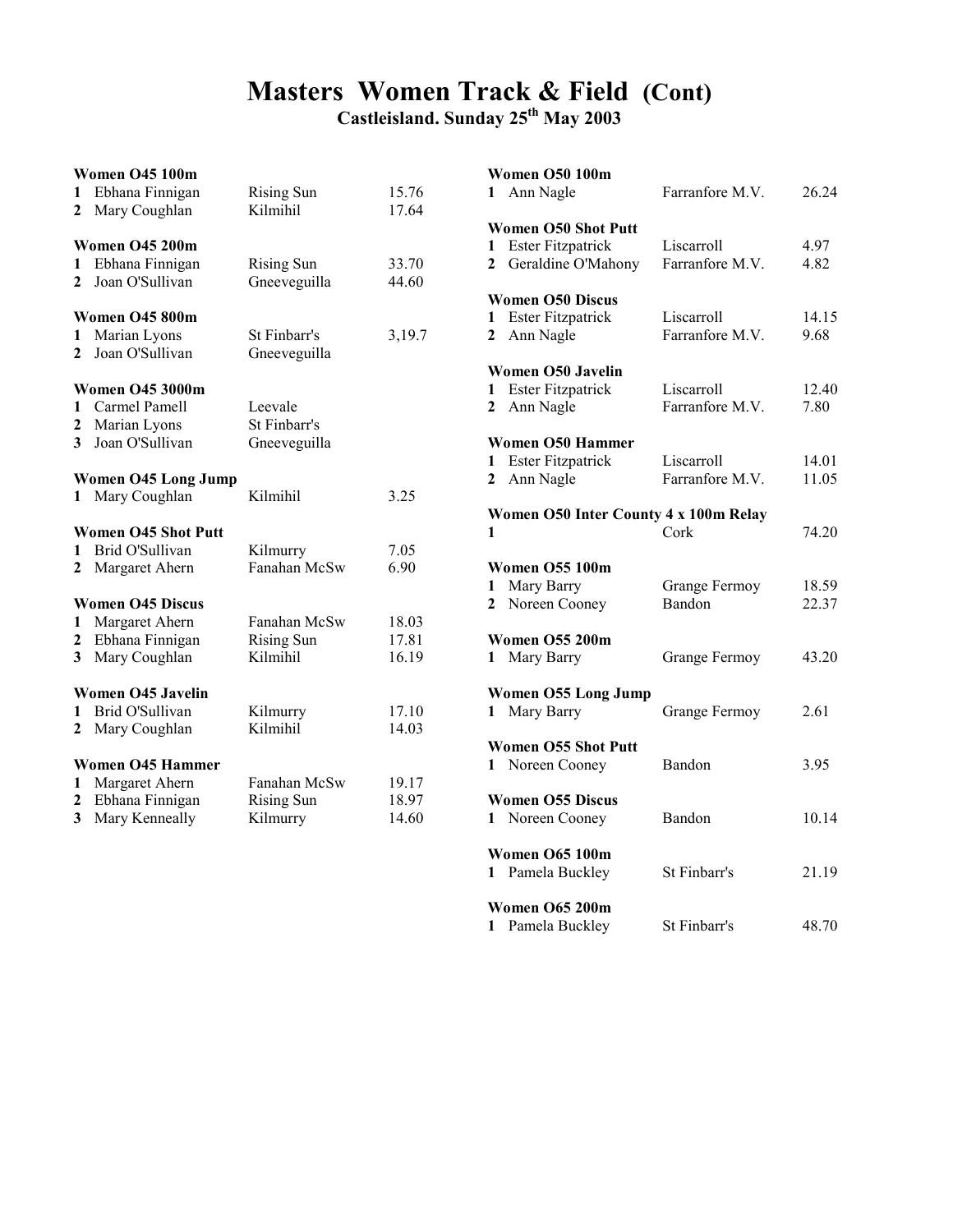# Masters Women Track & Field (Cont)

**Castleisland. Sunday 25th May 2003**

**Women O45 100m**

| | | | |
|---|---|---|---|
| 1 | Ebhana Finnigan | Rising Sun | 15.76 |
| 2 | Mary Coughlan | Kilmihil | 17.64 |

**Women O45 200m**

| | | | |
|---|---|---|---|
| 1 | Ebhana Finnigan | Rising Sun | 33.70 |
| 2 | Joan O'Sullivan | Gneeveguilla | 44.60 |

**Women O45 800m**

| | | | |
|---|---|---|---|
| 1 | Marian Lyons | St Finbarr's | 3,19.7 |
| 2 | Joan O'Sullivan | Gneeveguilla | |

**Women O45 3000m**

| | | | |
|---|---|---|---|
| 1 | Carmel Pamell | Leevale | |
| 2 | Marian Lyons | St Finbarr's | |
| 3 | Joan O'Sullivan | Gneeveguilla | |

**Women O45 Long Jump**

| | | | |
|---|---|---|---|
| 1 | Mary Coughlan | Kilmihil | 3.25 |

**Women O45 Shot Putt**

| | | | |
|---|---|---|---|
| 1 | Brid O'Sullivan | Kilmurry | 7.05 |
| 2 | Margaret Ahern | Fanahan McSw | 6.90 |

**Women O45 Discus**

| | | | |
|---|---|---|---|
| 1 | Margaret Ahern | Fanahan McSw | 18.03 |
| 2 | Ebhana Finnigan | Rising Sun | 17.81 |
| 3 | Mary Coughlan | Kilmihil | 16.19 |

**Women O45 Javelin**

| | | | |
|---|---|---|---|
| 1 | Brid O'Sullivan | Kilmurry | 17.10 |
| 2 | Mary Coughlan | Kilmihil | 14.03 |

**Women O45 Hammer**

| | | | |
|---|---|---|---|
| 1 | Margaret Ahern | Fanahan McSw | 19.17 |
| 2 | Ebhana Finnigan | Rising Sun | 18.97 |
| 3 | Mary Kenneally | Kilmurry | 14.60 |

**Women O50 100m**

| | | | |
|---|---|---|---|
| 1 | Ann Nagle | Farranfore M.V. | 26.24 |

**Women O50 Shot Putt**

| | | | |
|---|---|---|---|
| 1 | Ester Fitzpatrick | Liscarroll | 4.97 |
| 2 | Geraldine O'Mahony | Farranfore M.V. | 4.82 |

**Women O50 Discus**

| | | | |
|---|---|---|---|
| 1 | Ester Fitzpatrick | Liscarroll | 14.15 |
| 2 | Ann Nagle | Farranfore M.V. | 9.68 |

**Women O50 Javelin**

| | | | |
|---|---|---|---|
| 1 | Ester Fitzpatrick | Liscarroll | 12.40 |
| 2 | Ann Nagle | Farranfore M.V. | 7.80 |

**Women O50 Hammer**

| | | | |
|---|---|---|---|
| 1 | Ester Fitzpatrick | Liscarroll | 14.01 |
| 2 | Ann Nagle | Farranfore M.V. | 11.05 |

**Women O50 Inter County 4 x 100m Relay**

| | | | |
|---|---|---|---|
| 1 | | Cork | 74.20 |

**Women O55 100m**

| | | | |
|---|---|---|---|
| 1 | Mary Barry | Grange Fermoy | 18.59 |
| 2 | Noreen Cooney | Bandon | 22.37 |

**Women O55 200m**

| | | | |
|---|---|---|---|
| 1 | Mary Barry | Grange Fermoy | 43.20 |

**Women O55 Long Jump**

| | | | |
|---|---|---|---|
| 1 | Mary Barry | Grange Fermoy | 2.61 |

**Women O55 Shot Putt**

| | | | |
|---|---|---|---|
| 1 | Noreen Cooney | Bandon | 3.95 |

**Women O55 Discus**

| | | | |
|---|---|---|---|
| 1 | Noreen Cooney | Bandon | 10.14 |

**Women O65 100m**

| | | | |
|---|---|---|---|
| 1 | Pamela Buckley | St Finbarr's | 21.19 |

**Women O65 200m**

| | | | |
|---|---|---|---|
| 1 | Pamela Buckley | St Finbarr's | 48.70 |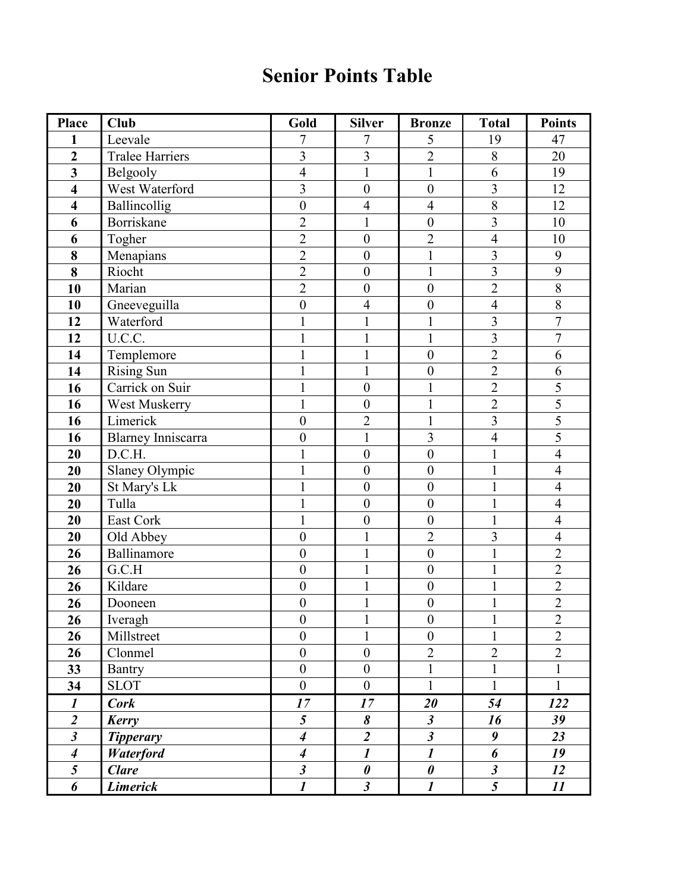# Senior Points Table

| Place | Club | Gold | Silver | Bronze | Total | Points |
|---|---|---|---|---|---|---|
| **1** | Leevale | 7 | 7 | 5 | 19 | 47 |
| **2** | Tralee Harriers | 3 | 3 | 2 | 8 | 20 |
| **3** | Belgooly | 4 | 1 | 1 | 6 | 19 |
| **4** | West Waterford | 3 | 0 | 0 | 3 | 12 |
| **4** | Ballincollig | 0 | 4 | 4 | 8 | 12 |
| **6** | Borriskane | 2 | 1 | 0 | 3 | 10 |
| **6** | Togher | 2 | 0 | 2 | 4 | 10 |
| **8** | Menapians | 2 | 0 | 1 | 3 | 9 |
| **8** | Riocht | 2 | 0 | 1 | 3 | 9 |
| **10** | Marian | 2 | 0 | 0 | 2 | 8 |
| **10** | Gneeveguilla | 0 | 4 | 0 | 4 | 8 |
| **12** | Waterford | 1 | 1 | 1 | 3 | 7 |
| **12** | U.C.C. | 1 | 1 | 1 | 3 | 7 |
| **14** | Templemore | 1 | 1 | 0 | 2 | 6 |
| **14** | Rising Sun | 1 | 1 | 0 | 2 | 6 |
| **16** | Carrick on Suir | 1 | 0 | 1 | 2 | 5 |
| **16** | West Muskerry | 1 | 0 | 1 | 2 | 5 |
| **16** | Limerick | 0 | 2 | 1 | 3 | 5 |
| **16** | Blarney Inniscarra | 0 | 1 | 3 | 4 | 5 |
| **20** | D.C.H. | 1 | 0 | 0 | 1 | 4 |
| **20** | Slaney Olympic | 1 | 0 | 0 | 1 | 4 |
| **20** | St Mary's Lk | 1 | 0 | 0 | 1 | 4 |
| **20** | Tulla | 1 | 0 | 0 | 1 | 4 |
| **20** | East Cork | 1 | 0 | 0 | 1 | 4 |
| **20** | Old Abbey | 0 | 1 | 2 | 3 | 4 |
| **26** | Ballinamore | 0 | 1 | 0 | 1 | 2 |
| **26** | G.C.H | 0 | 1 | 0 | 1 | 2 |
| **26** | Kildare | 0 | 1 | 0 | 1 | 2 |
| **26** | Dooneen | 0 | 1 | 0 | 1 | 2 |
| **26** | Iveragh | 0 | 1 | 0 | 1 | 2 |
| **26** | Millstreet | 0 | 1 | 0 | 1 | 2 |
| **26** | Clonmel | 0 | 0 | 2 | 2 | 2 |
| **33** | Bantry | 0 | 0 | 1 | 1 | 1 |
| **34** | SLOT | 0 | 0 | 1 | 1 | 1 |
| ***1*** | ***Cork*** | ***17*** | ***17*** | ***20*** | ***54*** | ***122*** |
| ***2*** | ***Kerry*** | ***5*** | ***8*** | ***3*** | ***16*** | ***39*** |
| ***3*** | ***Tipperary*** | ***4*** | ***2*** | ***3*** | ***9*** | ***23*** |
| ***4*** | ***Waterford*** | ***4*** | ***1*** | ***1*** | ***6*** | ***19*** |
| ***5*** | ***Clare*** | ***3*** | ***0*** | ***0*** | ***3*** | ***12*** |
| ***6*** | ***Limerick*** | ***1*** | ***3*** | ***1*** | ***5*** | ***11*** |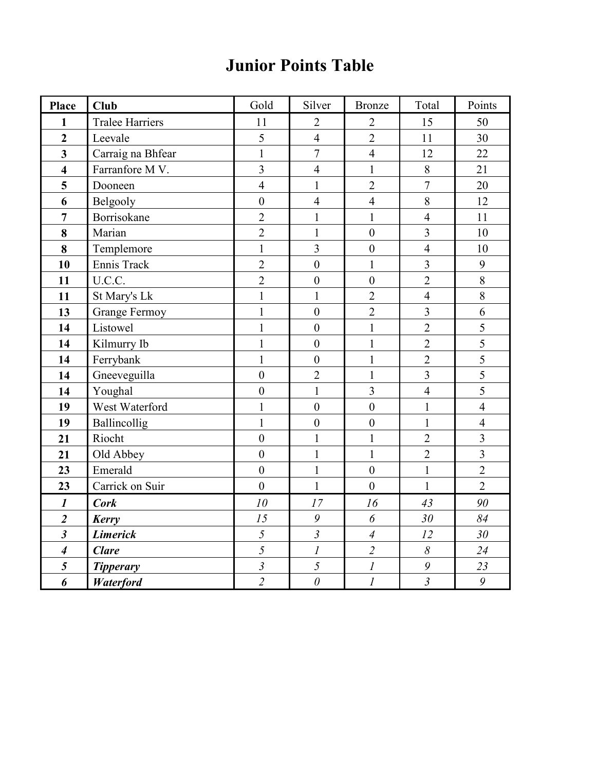# Junior Points Table

| Place | Club | Gold | Silver | Bronze | Total | Points |
|---|---|---|---|---|---|---|
| **1** | Tralee Harriers | 11 | 2 | 2 | 15 | 50 |
| **2** | Leevale | 5 | 4 | 2 | 11 | 30 |
| **3** | Carraig na Bhfear | 1 | 7 | 4 | 12 | 22 |
| **4** | Farranfore M V. | 3 | 4 | 1 | 8 | 21 |
| **5** | Dooneen | 4 | 1 | 2 | 7 | 20 |
| **6** | Belgooly | 0 | 4 | 4 | 8 | 12 |
| **7** | Borrisokane | 2 | 1 | 1 | 4 | 11 |
| **8** | Marian | 2 | 1 | 0 | 3 | 10 |
| **8** | Templemore | 1 | 3 | 0 | 4 | 10 |
| **10** | Ennis Track | 2 | 0 | 1 | 3 | 9 |
| **11** | U.C.C. | 2 | 0 | 0 | 2 | 8 |
| **11** | St Mary's Lk | 1 | 1 | 2 | 4 | 8 |
| **13** | Grange Fermoy | 1 | 0 | 2 | 3 | 6 |
| **14** | Listowel | 1 | 0 | 1 | 2 | 5 |
| **14** | Kilmurry Ib | 1 | 0 | 1 | 2 | 5 |
| **14** | Ferrybank | 1 | 0 | 1 | 2 | 5 |
| **14** | Gneeveguilla | 0 | 2 | 1 | 3 | 5 |
| **14** | Youghal | 0 | 1 | 3 | 4 | 5 |
| **19** | West Waterford | 1 | 0 | 0 | 1 | 4 |
| **19** | Ballincollig | 1 | 0 | 0 | 1 | 4 |
| **21** | Riocht | 0 | 1 | 1 | 2 | 3 |
| **21** | Old Abbey | 0 | 1 | 1 | 2 | 3 |
| **23** | Emerald | 0 | 1 | 0 | 1 | 2 |
| **23** | Carrick on Suir | 0 | 1 | 0 | 1 | 2 |
| ***1*** | ***Cork*** | *10* | *17* | *16* | *43* | *90* |
| ***2*** | ***Kerry*** | *15* | *9* | *6* | *30* | *84* |
| ***3*** | ***Limerick*** | *5* | *3* | *4* | *12* | *30* |
| ***4*** | ***Clare*** | *5* | *1* | *2* | *8* | *24* |
| ***5*** | ***Tipperary*** | *3* | *5* | *1* | *9* | *23* |
| ***6*** | ***Waterford*** | *2* | *0* | *1* | *3* | *9* |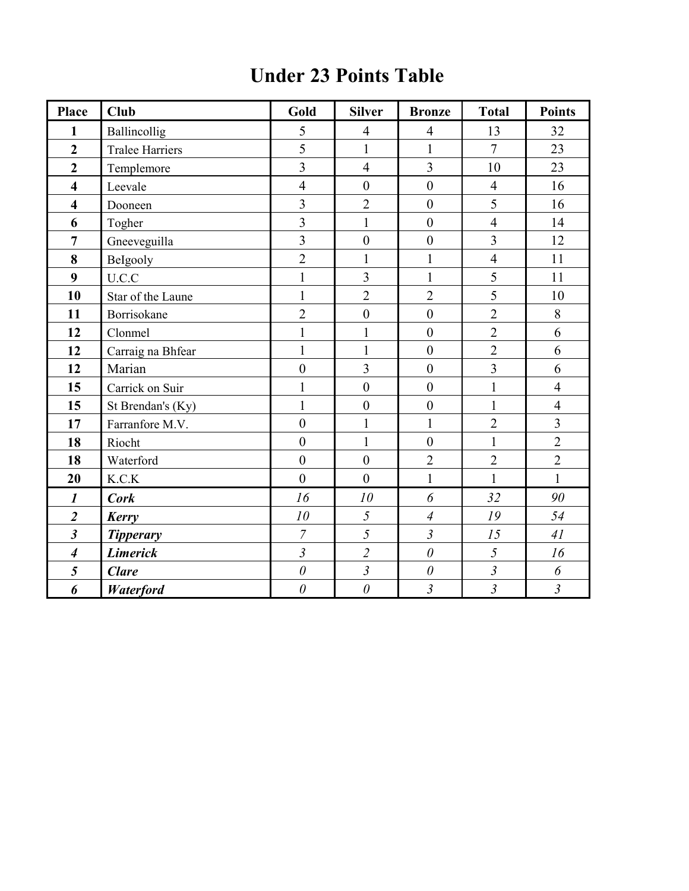# Under 23 Points Table

| Place | Club | Gold | Silver | Bronze | Total | Points |
|---|---|---|---|---|---|---|
| **1** | Ballincollig | 5 | 4 | 4 | 13 | 32 |
| **2** | Tralee Harriers | 5 | 1 | 1 | 7 | 23 |
| **2** | Templemore | 3 | 4 | 3 | 10 | 23 |
| **4** | Leevale | 4 | 0 | 0 | 4 | 16 |
| **4** | Dooneen | 3 | 2 | 0 | 5 | 16 |
| **6** | Togher | 3 | 1 | 0 | 4 | 14 |
| **7** | Gneeveguilla | 3 | 0 | 0 | 3 | 12 |
| **8** | BeIgooly | 2 | 1 | 1 | 4 | 11 |
| **9** | U.C.C | 1 | 3 | 1 | 5 | 11 |
| **10** | Star of the Laune | 1 | 2 | 2 | 5 | 10 |
| **11** | Borrisokane | 2 | 0 | 0 | 2 | 8 |
| **12** | Clonmel | 1 | 1 | 0 | 2 | 6 |
| **12** | Carraig na Bhfear | 1 | 1 | 0 | 2 | 6 |
| **12** | Marian | 0 | 3 | 0 | 3 | 6 |
| **15** | Carrick on Suir | 1 | 0 | 0 | 1 | 4 |
| **15** | St Brendan's (Ky) | 1 | 0 | 0 | 1 | 4 |
| **17** | Farranfore M.V. | 0 | 1 | 1 | 2 | 3 |
| **18** | Riocht | 0 | 1 | 0 | 1 | 2 |
| **18** | Waterford | 0 | 0 | 2 | 2 | 2 |
| **20** | K.C.K | 0 | 0 | 1 | 1 | 1 |
| ***1*** | ***Cork*** | *16* | *10* | *6* | *32* | *90* |
| ***2*** | ***Kerry*** | *10* | *5* | *4* | *19* | *54* |
| ***3*** | ***Tipperary*** | *7* | *5* | *3* | *15* | *41* |
| ***4*** | ***Limerick*** | *3* | *2* | *0* | *5* | *16* |
| ***5*** | ***Clare*** | *0* | *3* | *0* | *3* | *6* |
| ***6*** | ***Waterford*** | *0* | *0* | *3* | *3* | *3* |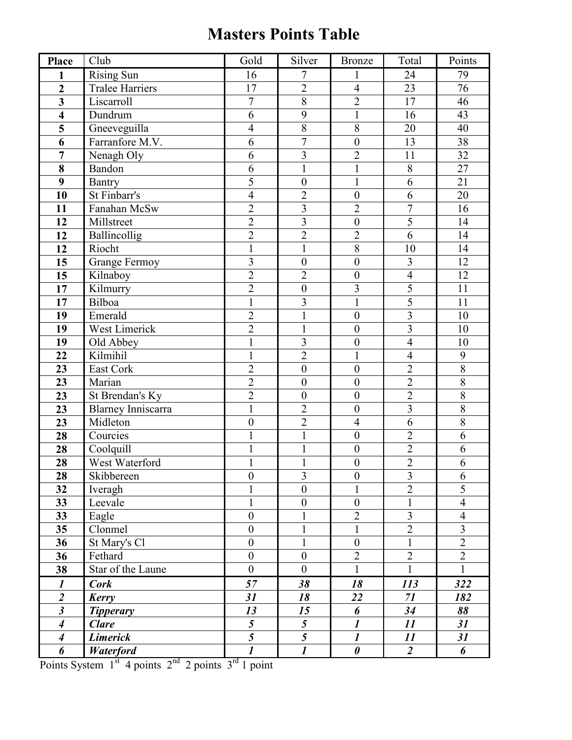# Masters Points Table

| Place | Club | Gold | Silver | Bronze | Total | Points |
|---|---|---|---|---|---|---|
| **1** | Rising Sun | 16 | 7 | 1 | 24 | 79 |
| **2** | Tralee Harriers | 17 | 2 | 4 | 23 | 76 |
| **3** | Liscarroll | 7 | 8 | 2 | 17 | 46 |
| **4** | Dundrum | 6 | 9 | 1 | 16 | 43 |
| **5** | Gneeveguilla | 4 | 8 | 8 | 20 | 40 |
| **6** | Farranfore M.V. | 6 | 7 | 0 | 13 | 38 |
| **7** | Nenagh Oly | 6 | 3 | 2 | 11 | 32 |
| **8** | Bandon | 6 | 1 | 1 | 8 | 27 |
| **9** | Bantry | 5 | 0 | 1 | 6 | 21 |
| **10** | St Finbarr's | 4 | 2 | 0 | 6 | 20 |
| **11** | Fanahan McSw | 2 | 3 | 2 | 7 | 16 |
| **12** | Millstreet | 2 | 3 | 0 | 5 | 14 |
| **12** | Ballincollig | 2 | 2 | 2 | 6 | 14 |
| **12** | Riocht | 1 | 1 | 8 | 10 | 14 |
| **15** | Grange Fermoy | 3 | 0 | 0 | 3 | 12 |
| **15** | Kilnaboy | 2 | 2 | 0 | 4 | 12 |
| **17** | Kilmurry | 2 | 0 | 3 | 5 | 11 |
| **17** | Bilboa | 1 | 3 | 1 | 5 | 11 |
| **19** | Emerald | 2 | 1 | 0 | 3 | 10 |
| **19** | West Limerick | 2 | 1 | 0 | 3 | 10 |
| **19** | Old Abbey | 1 | 3 | 0 | 4 | 10 |
| **22** | Kilmihil | 1 | 2 | 1 | 4 | 9 |
| **23** | East Cork | 2 | 0 | 0 | 2 | 8 |
| **23** | Marian | 2 | 0 | 0 | 2 | 8 |
| **23** | St Brendan's Ky | 2 | 0 | 0 | 2 | 8 |
| **23** | Blarney Inniscarra | 1 | 2 | 0 | 3 | 8 |
| **23** | Midleton | 0 | 2 | 4 | 6 | 8 |
| **28** | Courcies | 1 | 1 | 0 | 2 | 6 |
| **28** | Coolquill | 1 | 1 | 0 | 2 | 6 |
| **28** | West Waterford | 1 | 1 | 0 | 2 | 6 |
| **28** | Skibbereen | 0 | 3 | 0 | 3 | 6 |
| **32** | Iveragh | 1 | 0 | 1 | 2 | 5 |
| **33** | Leevale | 1 | 0 | 0 | 1 | 4 |
| **33** | Eagle | 0 | 1 | 2 | 3 | 4 |
| **35** | Clonmel | 0 | 1 | 1 | 2 | 3 |
| **36** | St Mary's Cl | 0 | 1 | 0 | 1 | 2 |
| **36** | Fethard | 0 | 0 | 2 | 2 | 2 |
| **38** | Star of the Laune | 0 | 0 | 1 | 1 | 1 |
| ***1*** | ***Cork*** | ***57*** | ***38*** | ***18*** | ***113*** | ***322*** |
| ***2*** | ***Kerry*** | ***31*** | ***18*** | ***22*** | ***71*** | ***182*** |
| ***3*** | ***Tipperary*** | ***13*** | ***15*** | ***6*** | ***34*** | ***88*** |
| ***4*** | ***Clare*** | ***5*** | ***5*** | ***1*** | ***11*** | ***31*** |
| ***4*** | ***Limerick*** | ***5*** | ***5*** | ***1*** | ***11*** | ***31*** |
| ***6*** | ***Waterford*** | ***1*** | ***1*** | ***0*** | ***2*** | ***6*** |

Points System 1st 4 points 2nd 2 points 3rd 1 point